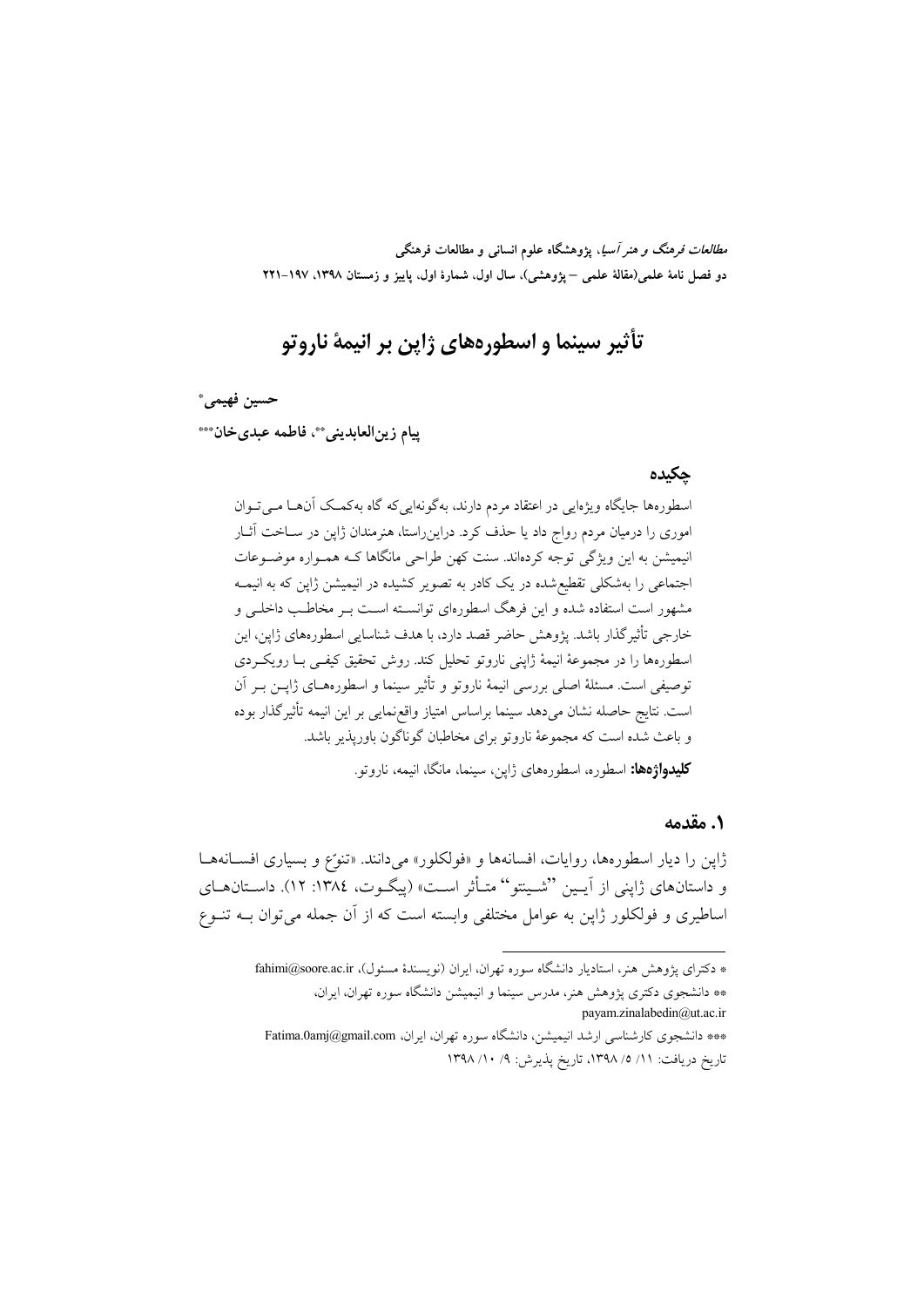*مطالعات فرهنگ و هنر آسیا*، پژوهشگاه علوم انسانی و مطالعات فرهنگی
دو فصل نامهٔ علمی(مقالهٔ علمی – پژوهشی)، سال اول، شمارهٔ اول، پاییز و زمستان ۱۳۹۸، ۱۹۷-۲۲۱

# تأثیر سینما و اسطوره‌های ژاپن بر انیمهٔ ناروتو

**حسین فهیمی***

**پیام زین‌العابدینی**، فاطمه عبدی‌خان*****

## چکیده

اسطوره‌ها جایگاه ویژه‌ایی در اعتقاد مردم دارند، به‌گونه‌ایی‌که گاه به‌کمک آن‌ها می‌توان اموری را درمیان مردم رواج داد یا حذف کرد. دراین‌راستا، هنرمندان ژاپن در ساخت آثار انیمیشن به این ویژگی توجه کرده‌اند. سنت کهن طراحی مانگاها که همواره موضوعات اجتماعی را به‌شکلی تقطیع‌شده در یک کادر به تصویر کشیده در انیمیشن ژاپن که به انیمه مشهور است استفاده شده و این فرهنگ اسطوره‌ای توانسته است بر مخاطب داخلی و خارجی تأثیرگذار باشد. پژوهش حاضر قصد دارد، با هدف شناسایی اسطوره‌های ژاپن، این اسطوره‌ها را در مجموعهٔ انیمهٔ ژاپنی ناروتو تحلیل کند. روش تحقیق کیفی با رویکردی توصیفی است. مسئلهٔ اصلی بررسی انیمهٔ ناروتو و تأثیر سینما و اسطوره‌های ژاپن بر آن است. نتایج حاصله نشان می‌دهد سینما براساس امتیاز واقع‌نمایی بر این انیمه تأثیرگذار بوده و باعث شده است که مجموعهٔ ناروتو برای مخاطبان گوناگون باورپذیر باشد.

**کلیدواژه‌ها:** اسطوره، اسطوره‌های ژاپن، سینما، مانگا، انیمه، ناروتو.

## ۱. مقدمه

ژاپن را دیار اسطوره‌ها، روایات، افسانه‌ها و «فولکلور» می‌دانند. «تنوّع و بسیاری افسانه‌ها و داستان‌های ژاپنی از آیین ''شینتو'' متأثر است» (پیگوت، ۱۳۸٤: ۱۲). داستان‌های اساطیری و فولکلور ژاپن به عوامل مختلفی وابسته است که از آن جمله می‌توان به تنوع

---

* دکترای پژوهش هنر، استادیار دانشگاه سوره تهران، ایران (نویسندهٔ مسئول)، fahimi@soore.ac.ir

** دانشجوی دکتری پژوهش هنر، مدرس سینما و انیمیشن دانشگاه سوره تهران، ایران، payam.zinalabedin@ut.ac.ir

*** دانشجوی کارشناسی ارشد انیمیشن، دانشگاه سوره تهران، ایران، Fatima.0amj@gmail.com

تاریخ دریافت: ۱۱/ ۵/ ۱۳۹۸، تاریخ پذیرش: ۹/ ۱۰/ ۱۳۹۸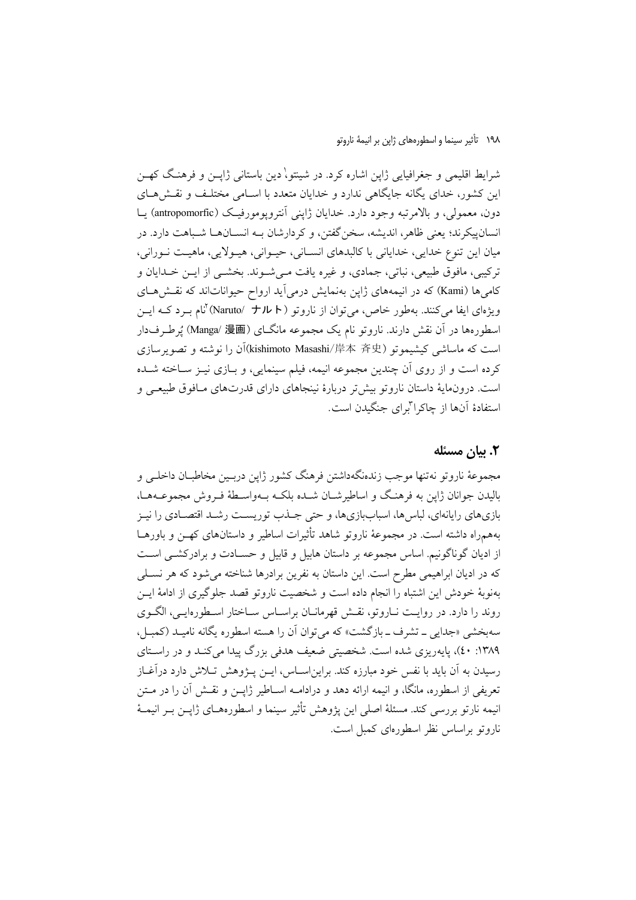شرایط اقلیمی و جغرافیایی ژاپن اشاره کرد. در شینتو[1] دین باستانی ژاپن و فرهنگ کهن این کشور، خدای یگانه جایگاهی ندارد و خدایان متعدد با اسامی مختلف و نقش‌های دون، معمولی، و بالامرتبه وجود دارد. خدایان ژاپنی آنتروپومورفیک (antropomorfic) یا انسان‌پیکرند؛ یعنی ظاهر، اندیشه، سخن‌گفتن، و کردارشان به انسان‌ها شباهت دارد. در میان این تنوع خدایی، خدایانی با کالبدهای انسانی، حیوانی، هیولایی، ماهیت نورانی، ترکیبی، مافوق طبیعی، نباتی، جمادی، و غیره یافت می‌شوند. بخشی از این خدایان و کامی‌ها (Kami) که در انیمه‌های ژاپن به‌نمایش درمی‌آید ارواح حیواناتی‌اند که نقش‌های ویژه‌ای ایفا می‌کنند. به‌طور خاص، می‌توان از ناروتو (Naruto/ ナルト)[2] نام برد که این اسطوره‌ها در آن نقش دارند. ناروتو نام یک مجموعه مانگای (Manga/ 漫画) پُرطرفدار است که ماساشی کیشیموتو (kishimoto Masashi/岸本 斉史)آن را نوشته و تصویرسازی کرده است و از روی آن چندین مجموعه انیمه، فیلم سینمایی، و بازی نیز ساخته شده است. درون‌مایهٔ داستان ناروتو بیش‌تر دربارهٔ نینجاهای دارای قدرت‌های مافوق طبیعی و استفادهٔ آن‌ها از چاکرا[3] برای جنگیدن است.

## ۲. بیان مسئله

مجموعهٔ ناروتو نه‌تنها موجب زنده‌نگه‌داشتن فرهنگ کشور ژاپن دربین مخاطبان داخلی و بالیدن جوانان ژاپن به فرهنگ و اساطیرشان شده بلکه به‌واسطهٔ فروش مجموعه‌ها، بازی‌های رایانه‌ای، لباس‌ها، اسباب‌بازی‌ها، و حتی جذب توریست رشد اقتصادی را نیز به‌همراه داشته است. در مجموعهٔ ناروتو شاهد تأثیرات اساطیر و داستان‌های کهن و باورها از ادیان گوناگونیم. اساس مجموعه بر داستان هابیل و قابیل و حسادت و برادرکشی است که در ادیان ابراهیمی مطرح است. این داستان به نفرین برادرها شناخته می‌شود که هر نسلی به‌نوبهٔ خودش این اشتباه را انجام داده است و شخصیت ناروتو قصد جلوگیری از ادامهٔ این روند را دارد. در روایت ناروتو، نقش قهرمانان براساس ساختار اسطوره‌ایی، الگوی سه‌بخشی «جدایی ـ تشرف ـ بازگشت» که می‌توان آن را هسته اسطوره یگانه نامید (کمبل، ۱۳۸۹: ٤٠)، پایه‌ریزی شده است. شخصیتی ضعیف هدفی بزرگ پیدا می‌کند و در راستای رسیدن به آن باید با نفس خود مبارزه کند. براین‌اساس، این پژوهش تلاش دارد درآغاز تعریفی از اسطوره، مانگا، و انیمه ارائه دهد و درادامه اساطیر ژاپن و نقش آن را در متن انیمه نارتو بررسی کند. مسئلهٔ اصلی این پژوهش تأثیر سینما و اسطوره‌های ژاپن بر انیمهٔ ناروتو براساس نظر اسطوره‌ای کمبل است.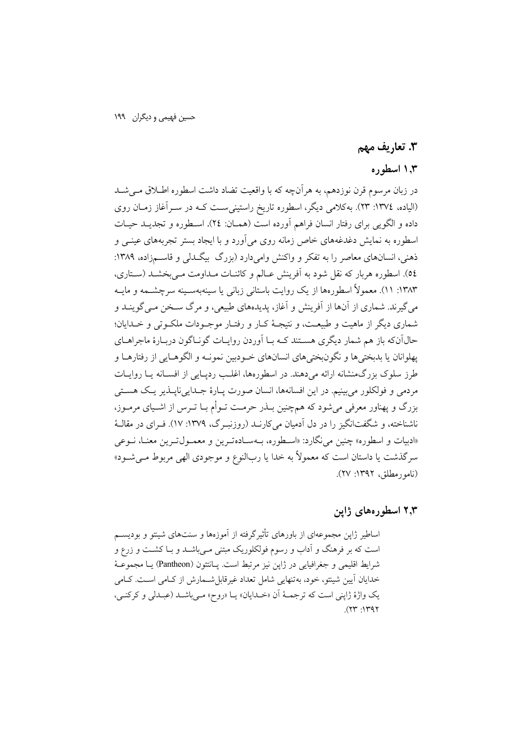## ۳. تعاریف مهم

### ۱،۳ اسطوره

در زبان مرسوم قرن نوزدهم، به هرآن‌چه که با واقعیت تضاد داشت اسطوره اطـلاق مـی‌شـد (الیاده، ۱۳۷٤: ۲۳). به‌کلامی دیگر، اسطوره تاریخ راستینی‌ست کـه در سـرآغاز زمـان روی داده و الگویی برای رفتار انسان فراهم آورده است (همـان: ۲٤). اسـطوره و تجدیـد حیـات اسطوره به نمایش دغدغه‌های خاص زمانه روی می‌آورد و با ایجاد بستر تجربه‌های عینـی و ذهنی، انسان‌های معاصر را به تفکر و واکنش وامی‌دارد (بزرگ بیگـدلی و قاسـم‌زاده، ۱۳۸۹: ٥٤). اسطوره هربار که نقل شود به آفرینش عـالم و کائنـات مـداومت مـی‌بخشـد (سـتاری، ۱۳۸۳: ۱۱). معمولاً اسطوره‌ها از یک روایت باستانی زبانی یا سینه‌بەسـینه سرچشـمه و مایـه می‌گیرند. شماری از آن‌ها از آفرینش و آغاز، پدیده‌های طبیعی، و مرگ سـخن مـی‌گوینـد و شماری دیگر از ماهیت و طبیعـت، و نتیجـهٔ کـار و رفتـار موجـودات ملکـوتی و خـدایان؛ حال‌آن‌که باز هم شمار دیگری هسـتند کـه بـا آوردن روایـات گونـاگون دربـارهٔ ماجراهـای پهلوانان یا بدبختی‌ها و نگون‌بختی‌های انسان‌های خـودبین نمونـه و الگوهـایی از رفتارهـا و طرز سلوک بزرگ‌منشانه ارائه می‌دهند. در اسطوره‌ها، اغلـب ردپـایی از افسـانه یـا روایـات مردمی و فولکلور می‌بینیم. در این افسانه‌ها، انسان صورت پـارهٔ جـدایی‌ناپـذیر یـک هسـتی بزرگ و پهناور معرفی می‌شود که هم‌چنین بـذر حرمـت تـوأم بـا تـرس از اشـیای مرمـوز، ناشناخته، و شگفت‌انگیز را در دل آدمیان می‌کارنـد (روزنبـرگ، ۱۳۷۹: ۱۷). فـرای در مقالـهٔ «ادبیات و اسطوره» چنین می‌نگارد: «اسـطوره، بـه‌سـاده‌تـرین و معمـول‌تـرین معنـا، نـوعی سرگذشت یا داستان است که معمولاً به خدا یا رب‌النوع و موجودی الهی مربوط مـی‌شـود» (نامورمطلق، ۱۳۹۲: ۲۷).

### ۲،۳ اسطوره‌های ژاپن

اساطیر ژاپن مجموعه‌ای از باورهای تأثیرگرفته از آموزه‌ها و سنت‌های شینتو و بودیسـم است که بر فرهنگ و آداب و رسوم فولکلوریک مبتنی مـی‌باشـد و بـا کشـت و زرع و شرایط اقلیمی و جغرافیایی در ژاپن نیز مرتبط است. پـانتئون (Pantheon) یـا مجموعـهٔ خدایان آیین شینتو، خود، به‌تنهایی شامل تعداد غیرقابل‌شـمارش از کـامی اسـت. کـامی یک واژهٔ ژاپنی است که ترجمـهٔ آن «خـدایان» یـا «روح» مـی‌باشـد (عبـدلی و کرکنـی، ۱۳۹۲: ۲۳).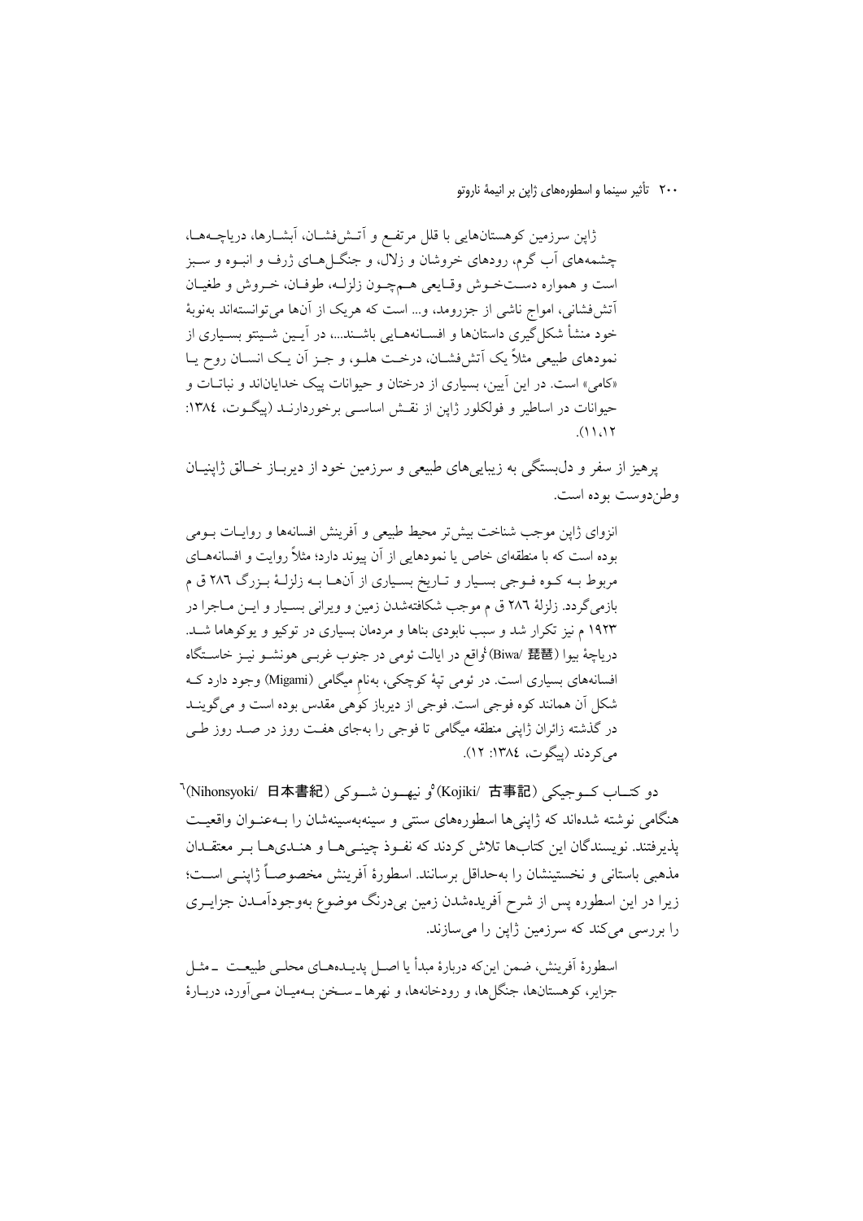ژاپن سرزمین کوهستان‌هایی با قلل مرتفع و آتش‌فشان، آبشارها، دریاچه‌ها، چشمه‌های آب گرم، رودهای خروشان و زلال، و جنگل‌های ژرف و انبوه و سبز است و همواره دستخوش وقایعی هم‌چون زلزله، طوفان، خروش و طغیان آتش‌فشانی، امواج ناشی از جزرومد، و... است که هریک از آن‌ها می‌توانسته‌اند به‌نوبهٔ خود منشأ شکل‌گیری داستان‌ها و افسانه‌هایی باشند...، در آیین شینتو بسیاری از نمودهای طبیعی مثلاً یک آتش‌فشان، درخت هلو، و جز آن یک انسان روح یا «کامی» است. در این آیین، بسیاری از درختان و حیوانات پیک خدایان‌اند و نباتات و حیوانات در اساطیر و فولکلور ژاپن از نقش اساسی برخوردارند (پیگوت، ۱۳۸٤: ۱۱،۱۲).

پرهیز از سفر و دل‌بستگی به زیبایی‌های طبیعی و سرزمین خود از دیرباز خالق ژاپنیان وطن‌دوست بوده است.

انزوای ژاپن موجب شناخت بیش‌تر محیط طبیعی و آفرینش افسانه‌ها و روایات بومی بوده است که با منطقه‌ای خاص یا نمودهایی از آن پیوند دارد؛ مثلاً روایت و افسانه‌های مربوط به کوه فوجی بسیار و تاریخ بسیاری از آن‌ها به زلزلهٔ بزرگ ۲۸٦ ق م بازمی‌گردد. زلزلهٔ ۲۸٦ ق م موجب شکافته‌شدن زمین و ویرانی بسیار و این ماجرا در ۱۹۲۳ م نیز تکرار شد و سبب نابودی بناها و مردمان بسیاری در توکیو و یوکوهاما شد. دریاچهٔ بیوا (Biwa/ 琵琶)[٤] واقع در ایالت ئومی در جنوب غربی هونشو نیز خاستگاه افسانه‌های بسیاری است. در ئومی تپهٔ کوچکی، به‌نام میگامی (Migami) وجود دارد که شکل آن همانند کوه فوجی است. فوجی از دیرباز کوهی مقدس بوده است و می‌گویند در گذشته زائران ژاپنی منطقه میگامی تا فوجی را به‌جای هفت روز در صد روز طی می‌کردند (پیگوت، ۱۳۸٤: ۱۲).

دو کتاب کوجیکی (Kojiki/ 古事記)[٥] و نیهون شوکی (Nihonsyoki/ 日本書紀)[٦] هنگامی نوشته شده‌اند که ژاپنی‌ها اسطوره‌های سنتی و سینه‌به‌سینه‌شان را به‌عنوان واقعیت پذیرفتند. نویسندگان این کتاب‌ها تلاش کردند که نفوذ چینی‌ها و هندی‌ها بر معتقدان مذهبی باستانی و نخستینشان را به‌حداقل برسانند. اسطورهٔ آفرینش مخصوصاً ژاپنی است؛ زیرا در این اسطوره پس از شرح آفریده‌شدن زمین بی‌درنگ موضوع به‌وجودآمدن جزایری را بررسی می‌کند که سرزمین ژاپن را می‌سازند.

اسطورهٔ آفرینش، ضمن این‌که دربارهٔ مبدأ یا اصل پدیده‌های محلی طبیعت ـ مثل جزایر، کوهستان‌ها، جنگل‌ها، و رودخانه‌ها، و نهرها ـ سخن به‌میان می‌آورد، دربارهٔ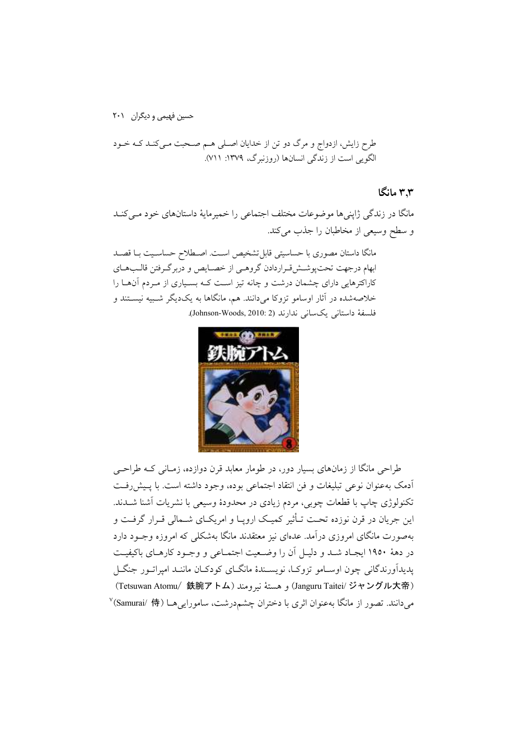طرح زایش، ازدواج و مرگ دو تن از خدایان اصلی هم صحبت می‌کند که خود الگویی است از زندگی انسان‌ها (روزنبرگ، ۱۳۷۹: ۷۱۱).

### ۳،۳ مانگا

مانگا در زندگی ژاپنی‌ها موضوعات مختلف اجتماعی را خمیرمایهٔ داستان‌های خود می‌کند و سطح وسیعی از مخاطبان را جذب می‌کند.

> مانگا داستان مصوری با حساسیتی قابل‌تشخیص است. اصطلاح حساسیت با قصد ابهام درجهت تحت‌پوشش‌قراردادن گروهی از خصایص و دربرگرفتن قالب‌های کاراکترهایی دارای چشمان درشت و چانه تیز است که بسیاری از مردم آن‌ها را خلاصه‌شده در آثار اوسامو تزوکا می‌دانند. هم، مانگاها به یک‌دیگر شبیه نیستند و فلسفهٔ داستانی یک‌سانی ندارند (Johnson-Woods, 2010: 2).

طراحی مانگا از زمان‌های بسیار دور، در طومار معابد قرن دوازده، زمانی که طراحی آدمک به‌عنوان نوعی تبلیغات و فن انتقاد اجتماعی بوده، وجود داشته است. با پیش‌رفت تکنولوژی چاپ با قطعات چوبی، مردم زیادی در محدودهٔ وسیعی با نشریات آشنا شدند. این جریان در قرن نوزده تحت تأثیر کمیک اروپا و امریکای شمالی قرار گرفت و به‌صورت مانگای امروزی درآمد. عده‌ای نیز معتقدند مانگا به‌شکلی که امروزه وجود دارد در دهۀ ۱۹۵۰ ایجاد شد و دلیل آن را وضعیت اجتماعی و وجود کارهای باکیفیت پدیدآورندگانی چون اوسامو تزوکا، نویسندهٔ مانگای کودکان مانند امپراتور جنگل (Janguru Taitei/ ジャングル大帝) و هستهٔ نیرومند (Tetsuwan Atomu/ 鉄腕アトム) می‌دانند. تصور از مانگا به‌عنوان اثری با دختران چشم‌درشت، سامورایی‌ها (Samurai/ 侍)[۷]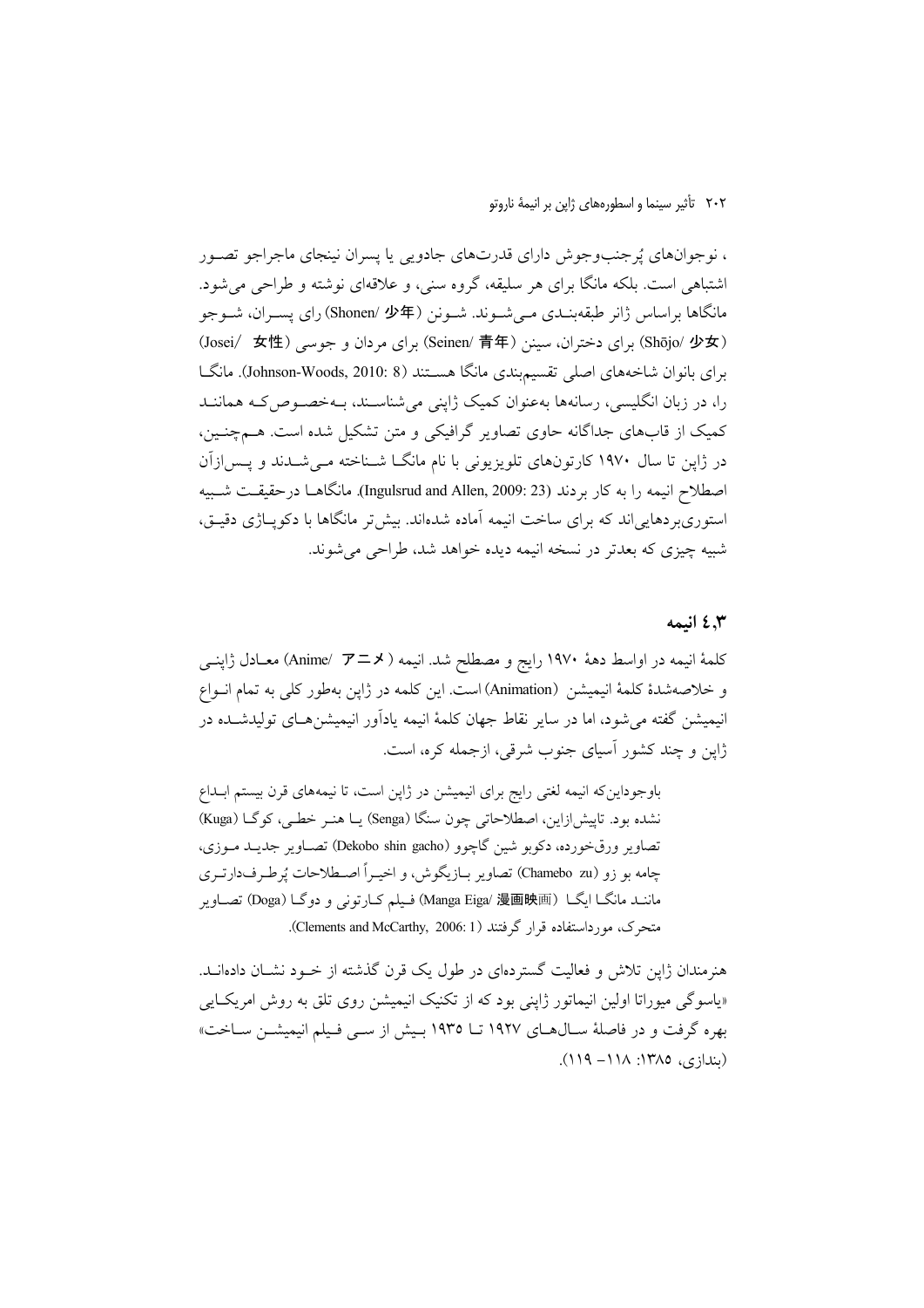، نوجوان‌های پُرجنب‌وجوش دارای قدرت‌های جادویی یا پسران نینجای ماجراجو تصـور اشتباهی است. بلکه مانگا برای هر سلیقه، گروه سنی، و علاقه‌ای نوشته و طراحی می‌شود. مانگاها براساس ژانر طبقه‌بنـدی مـی‌شـوند. شـونن (Shonen/ 少年) رای پسـران، شـوجو (Shōjo/ 少女) برای دختران، سینن (Seinen/ 青年) برای مردان و جوسی (Josei/ 女性) برای بانوان شاخه‌های اصلی تقسیم‌بندی مانگا هسـتند (Johnson-Woods, 2010: 8). مانگـا را، در زبان انگلیسی، رسانه‌ها به‌عنوان کمیک ژاپنی می‌شناسـند، بـه‌خصـوص‌کـه هماننـد کمیک از قاب‌های جداگانه حاوی تصاویر گرافیکی و متن تشکیل شده است. هـم‌چنـین، در ژاپن تا سال ۱۹۷۰ کارتون‌های تلویزیونی با نام مانگـا شـناخته مـی‌شـدند و پـس‌ازآن اصطلاح انیمه را به کار بردند (Ingulsrud and Allen, 2009: 23). مانگاهـا درحقیقـت شـبیه استوری‌بردهایی‌اند که برای ساخت انیمه آماده شده‌اند. بیش‌تر مانگاها با دکوپـاژی دقیـق، شبیه چیزی که بعدتر در نسخه انیمه دیده خواهد شد، طراحی می‌شوند.

### ۴،۳ انیمه

کلمهٔ انیمه در اواسط دههٔ ۱۹۷۰ رایج و مصطلح شد. انیمه (Anime/ アニメ) معـادل ژاپنـی و خلاصه‌شدهٔ کلمهٔ انیمیشن (Animation) است. این کلمه در ژاپن به‌طور کلی به تمام انـواع انیمیشن گفته می‌شود، اما در سایر نقاط جهان کلمهٔ انیمه یادآور انیمیشن‌هـای تولیدشـده در ژاپن و چند کشور آسیای جنوب شرقی، ازجمله کره، است.

> باوجوداین‌که انیمه لغتی رایج برای انیمیشن در ژاپن است، تا نیمه‌های قرن بیستم ابـداع نشده بود. تاپیش‌ازاین، اصطلاحاتی چون سنگا (Senga) یـا هنـر خطـی، کوگـا (Kuga) تصاویر ورق‌خورده، دکوبو شین گاچو (Dekobo shin gacho) تصـاویر جدیـد مـوزی، چامه بو زو (Chamebo zu) تصاویر بـازیگوش، و اخیـراً اصـطلاحات پُرطـرف‌دارتـری ماننـد مانگـا ایگـا (Manga Eiga/ 漫画映画) فـیلم کـارتونی و دوگـا (Doga) تصـاویر متحرک، مورداستفاده قرار گرفتند (Clements and McCarthy, 2006: 1).

هنرمندان ژاپن تلاش و فعالیت گسترده‌ای در طول یک قرن گذشته از خـود نشـان داده‌انـد. «یاسوگی میوراتا اولین انیماتور ژاپنی بود که از تکنیک انیمیشن روی تلق به روش امریکـایی بهره گرفت و در فاصلهٔ سـال‌هـای ۱۹۲۷ تـا ۱۹۳۵ بـیش از سـی فـیلم انیمیشـن سـاخت» (بندازی، ۱۳۸۵: ۱۱۸– ۱۱۹).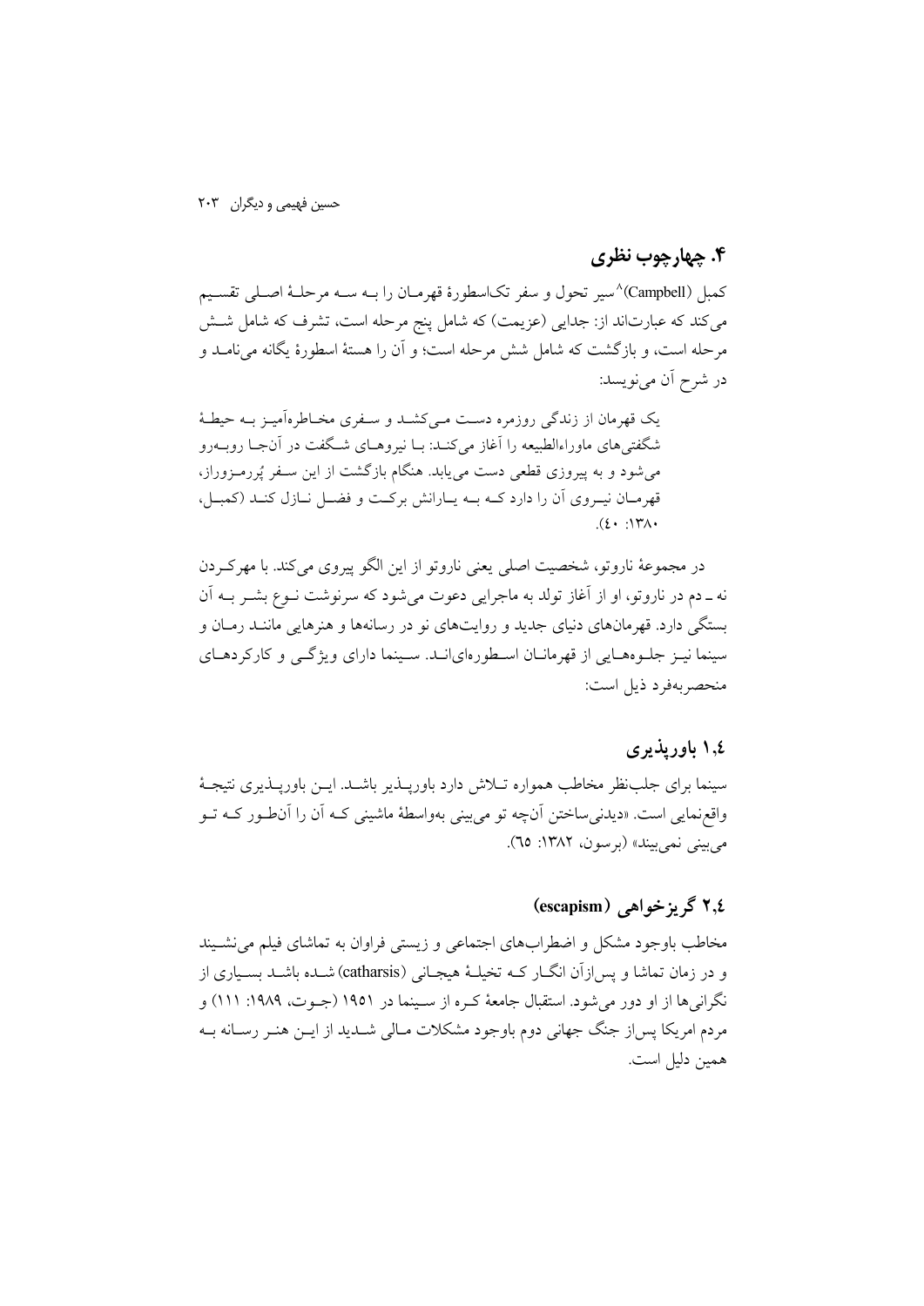## ۴. چهارچوب نظری

کمبل (Campbell)[۸] سیر تحول و سفر تک‌اسطورهٔ قهرمان را به سه مرحلهٔ اصلی تقسیم می‌کند که عبارت‌اند از: جدایی (عزیمت) که شامل پنج مرحله است، تشرف که شامل شش مرحله است، و بازگشت که شامل شش مرحله است؛ و آن را هستهٔ اسطورهٔ یگانه می‌نامد و در شرح آن می‌نویسد:

> یک قهرمان از زندگی روزمره دست می‌کشد و سفری مخاطره‌آمیز به حیطهٔ شگفتی‌های ماوراءالطبیعه را آغاز می‌کند: با نیروهای شگفت در آن‌جا روبه‌رو می‌شود و به پیروزی قطعی دست می‌یابد. هنگام بازگشت از این سفر پُررمزوراز، قهرمان نیروی آن را دارد که به یارانش برکت و فضل نازل کند (کمبل، ۱۳۸۰: ٤٠).

در مجموعهٔ ناروتو، شخصیت اصلی یعنی ناروتو از این الگو پیروی می‌کند. با مهرکردن نه ـ دم در ناروتو، او از آغاز تولد به ماجرایی دعوت می‌شود که سرنوشت نوع بشر به آن بستگی دارد. قهرمان‌های دنیای جدید و روایت‌های نو در رسانه‌ها و هنرهایی مانند رمان و سینما نیز جلوه‌هایی از قهرمانان اسطوره‌ای‌اند. سینما دارای ویژگی و کارکردهای منحصربه‌فرد ذیل است:

### ١,٤ باورپذیری

سینما برای جلب‌نظر مخاطب همواره تلاش دارد باورپذیر باشد. این باورپذیری نتیجهٔ واقع‌نمایی است. «دیدنی‌ساختن آن‌چه تو می‌بینی به‌واسطهٔ ماشینی که آن را آن‌طور که تو می‌بینی نمی‌بیند» (برسون، ۱۳۸۲: ٦٥).

### ٢,٤ گریزخواهی (escapism)

مخاطب باوجود مشکل و اضطراب‌های اجتماعی و زیستی فراوان به تماشای فیلم می‌نشیند و در زمان تماشا و پس‌ازآن انگار که تخیلهٔ هیجانی (catharsis) شده باشد بسیاری از نگرانی‌ها از او دور می‌شود. استقبال جامعهٔ کره از سینما در ۱۹۵۱ (جوت، ۱۹۸۹: ۱۱۱) و مردم امریکا پس‌از جنگ جهانی دوم باوجود مشکلات مالی شدید از این هنر رسانه به همین دلیل است.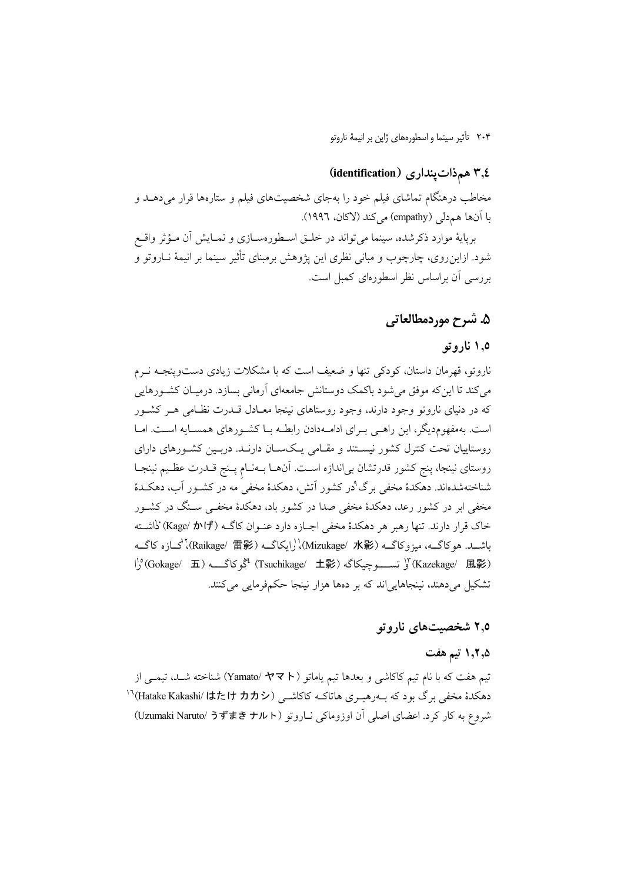### ۳،٤ هم‌ذات‌پنداری (identification)

مخاطب درهنگام تماشای فیلم خود را به‌جای شخصیت‌های فیلم و ستاره‌ها قرار می‌دهد و با آن‌ها هم‌دلی (empathy) می‌کند (لاکان، ۱۹۹٦).

برپایهٔ موارد ذکرشده، سینما می‌تواند در خلق اسطوره‌سازی و نمایش آن مؤثر واقع شود. ازاین‌روی، چارچوب و مبانی نظری این پژوهش برمبنای تأثیر سینما بر انیمهٔ ناروتو و بررسی آن براساس نظر اسطوره‌ای کمبل است.

## ۵. شرح موردمطالعاتی

### ۱،۵ ناروتو

ناروتو، قهرمان داستان، کودکی تنها و ضعیف است که با مشکلات زیادی دست‌وپنجه نرم می‌کند تا این‌که موفق می‌شود باکمک دوستانش جامعه‌ای آرمانی بسازد. درمیان کشورهایی که در دنیای ناروتو وجود دارند، وجود روستاهای نینجا معادل قدرت نظامی هر کشور است. به‌مفهوم‌دیگر، این راهی برای ادامه‌دادن رابطه با کشورهای همسایه است. اما روستاییان تحت کنترل کشور نیستند و مقامی یک‌سان دارند. دربین کشورهای دارای روستای نینجا، پنج کشور قدرتشان بی‌اندازه است. آن‌ها به‌نام پنج قدرت عظیم نینجا شناخته‌شده‌اند. دهکدهٔ مخفی برگ[۹]در کشور آتش، دهکدهٔ مخفی مه در کشور آب، دهکدهٔ مخفی ابر در کشور رعد، دهکدهٔ مخفی صدا در کشور باد، دهکدهٔ مخفی سنگ در کشور خاک قرار دارند. تنها رهبر هر دهکدهٔ مخفی اجازه دارد عنوان کاگه (Kage/ かげ)[۱۰]داشته باشد. هوکاگه، میزوکاگه (Mizukage/ 水影)[۱۱]، رایکاگه (Raikage/ 雷影)[۱۲]، کازه کاگه (Kazekage/ 風影)[۱۳] و تسوچیکاگه (Tsuchikage/ 土影)[۱۴] گوکاگه (Gokage/ 五)[۱۵] را تشکیل می‌دهند، نینجاهایی‌اند که بر ده‌ها هزار نینجا حکم‌فرمایی می‌کنند.

### ۲،۵ شخصیت‌های ناروتو

#### ۱،۲،۵ تیم هفت

تیم هفت که با نام تیم کاکاشی و بعدها تیم یاماتو (Yamato/ ヤマト) شناخته شد، تیمی از دهکدهٔ مخفی برگ بود که به‌رهبری هاتاکه کاکاشی (Hatake Kakashi/ はたけ カカシ)[۱٦] شروع به کار کرد. اعضای اصلی آن اوزوماکی ناروتو (Uzumaki Naruto/ うずまき ナルト)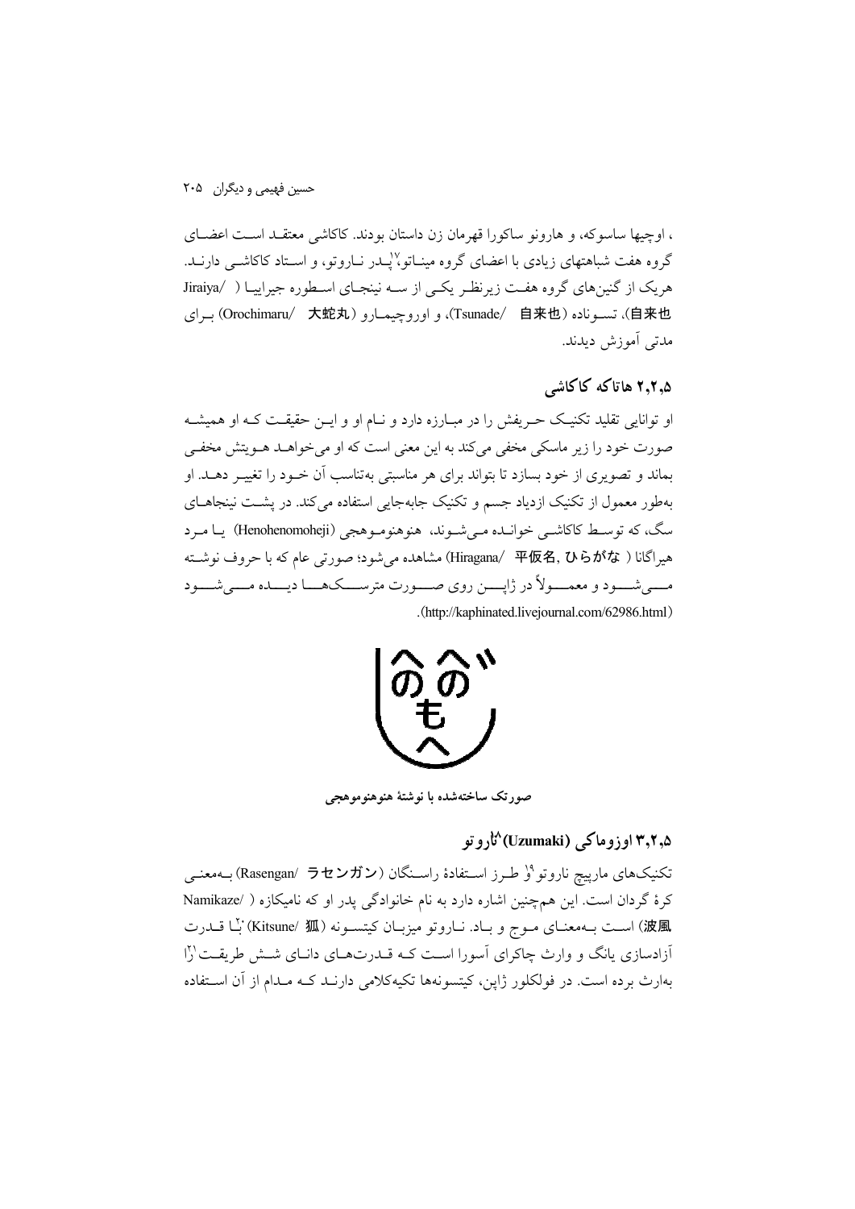، اوچیها ساسوکه، و هارونو ساکورا قهرمان زن داستان بودند. کاکاشی معتقد است اعضای گروه هفت شباهتهای زیادی با اعضای گروه میناتو[17] پدر ناروتو، و استاد کاکاشی دارند. هریک از گنین‌های گروه هفت زیرنظر یکی از سه نینجای اسطوره جیرایا ( Jiraiya/ 自来也)، تسوناده (Tsunade/ 自来也)، و اوروچیمارو (Orochimaru/ 大蛇丸) برای مدتی آموزش دیدند.

### ۲,۲,۵ هاتاکه کاکاشی

او توانایی تقلید تکنیک حریفش را در مبارزه دارد و نام او و این حقیقت که او همیشه صورت خود را زیر ماسکی مخفی می‌کند به این معنی است که او می‌خواهد هویتش مخفی بماند و تصویری از خود بسازد تا بتواند برای هر مناسبتی به‌تناسب آن خود را تغییر دهد. او به‌طور معمول از تکنیک ازدیاد جسم و تکنیک جابه‌جایی استفاده می‌کند. در پشت نینجاهای سگ، که توسط کاکاشی خوانده می‌شوند، هنوهنومو‌هجی (Henohenomoheji) یا مرد هیراگانا ( Hiragana/ 平仮名, ひらがな) مشاهده می‌شود؛ صورتی عام که با حروف نوشته می‌شود و معمولاً در ژاپن روی صورت مترسک‌ها دیده می‌شود (http://kaphinated.livejournal.com/62986.html).

صورتک ساخته‌شده با نوشتهٔ هنوهنوموهجی

### ۳,۲,۵ اوزوماکی (Uzumaki)[18] ناروتو

تکنیک‌های مارپیچ ناروتو[19] و طرز استفادهٔ راسنگان (Rasengan/ ラセンガン) به‌معنی کرهٔ گردان است. این هم‌چنین اشاره دارد به نام خانوادگی پدر او که نامیکازه ( Namikaze/ 波風) است به‌معنای موج و باد. ناروتو میزبان کیتسونه (Kitsune/ 狐)[20] با قدرت آزادسازی یانگ و وارث چاکرای آسورا است که قدرت‌های دانای شش طریقت[21] را به‌ارث برده است. در فولکلور ژاپن، کیتسونه‌ها تکیه‌کلامی دارند که مدام از آن استفاده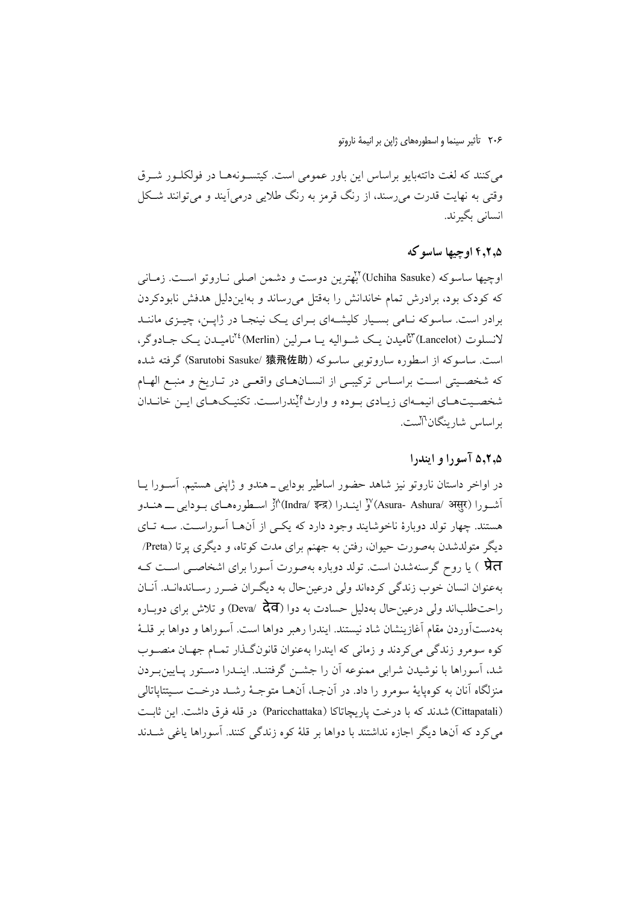می‌کنند که لغت داتته‌بایو براساس این باور عمومی است. کیتسـونه‌هـا در فولکلـور شـرق وقتی به نهایت قدرت می‌رسند، از رنگ قرمز به رنگ طلایی درمی‌آیند و می‌توانند شـکل انسانی بگیرند.

### ۴,۲,۵ اوچیها ساسوکه

اوچیها ساسوکه (Uchiha Sasuke)[۲۲] بهترین دوست و دشمن اصلی نـاروتو اسـت. زمـانی که کودک بود، برادرش تمام خاندانش را به‌قتل می‌رساند و به‌این‌دلیل هدفش نابودکردن برادر است. ساسوکه نـامی بسـیار کلیشـه‌ای بـرای یـک نینجـا در ژاپـن، چیـزی ماننـد لانسلوت (Lancelot)[۲۳] نامیدن یـک شـوالیه یـا مـرلین (Merlin)[۲۴] نامیـدن یـک جـادوگر، است. ساسوکه از اسطوره ساروتوبی ساسوکه (Sarutobi Sasuke/ 猿飛佐助) گرفته شده که شخصـیتی اسـت براسـاس ترکیبـی از انسـان‌هـای واقعـی در تـاریخ و منبـع الهـام شخصـیت‌هـای انیمـه‌ای زیـادی بـوده و وارث[۲۵] ایندراسـت. تکنیـک‌هـای ایـن خانـدان براساس شارینگان[۲۶] است.

### ۵,۲,۵ آسورا و ایندرا

در اواخر داستان ناروتو نیز شاهد حضور اساطیر بودایی ـ هندو و ژاپنی هستیم. آسـورا یـا آشـورا (Asura- Ashura/ असुर)[۲۷] و اینـدرا (Indra/ इन्द्र)[۲۸] از اسـطوره‌هـای بـودایی ـــ هنـدو هستند. چهار تولد دوبارهٔ ناخوشایند وجود دارد که یکـی از آن‌هـا آسوراسـت. سـه تـای دیگر متولدشدن به‌صورت حیوان، رفتن به جهنم برای مدت کوتاه، و دیگری پرتا (Preta/ प्रेत ) یا روح گرسنه‌شدن است. تولد دوباره به‌صورت آسورا برای اشخاصـی اسـت کـه به‌عنوان انسان خوب زندگی کرده‌اند ولی درعین‌حال به دیگـران ضـرر رسـانده‌انـد. آنـان راحت‌طلب‌اند ولی درعین‌حال به‌دلیل حسادت به دوا (Deva/ देव) و تلاش برای دوبـاره به‌دست‌آوردن مقام آغازینشان شاد نیستند. ایندرا رهبر دواها است. آسوراها و دواها بر قلـهٔ کوه سومرو زندگی می‌کردند و زمانی که ایندرا به‌عنوان قانون‌گـذار تمـام جهـان منصـوب شد، آسوراها با نوشیدن شرابی ممنوعه آن را جشـن گرفتنـد. اینـدرا دسـتور پـایین‌بـردن منزلگاه آنان به کوه‌پایهٔ سومرو را داد. در آن‌جـا، آن‌هـا متوجـهٔ رشـد درخـت سـیتتاپاتالی (Cittapatali) شدند که با درخت پاریچاتاکا (Paricchattaka) در قله فرق داشت. این ثابـت می‌کرد که آن‌ها دیگر اجازه نداشتند با دواها بر قلهٔ کوه زندگی کنند. آسوراها یاغی شـدند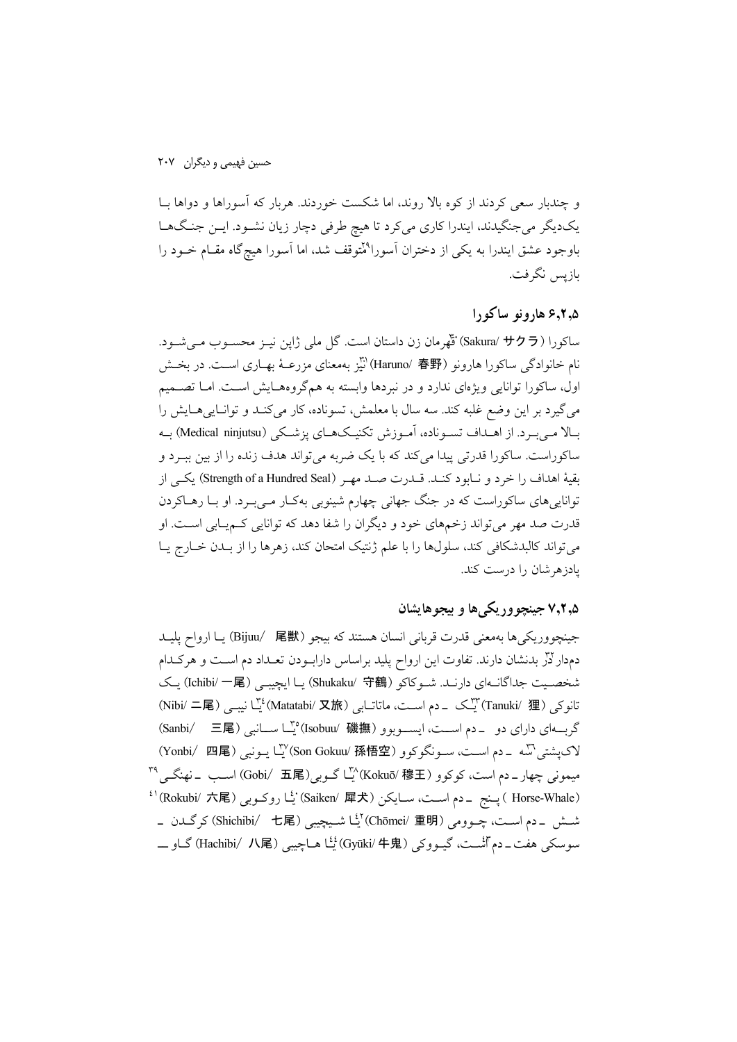و چندبار سعی کردند از کوه بالا روند، اما شکست خوردند. هربار که آسوراها و دواها بـا یک‌دیگر می‌جنگیدند، ایندرا کاری می‌کرد تا هیچ طرفی دچار زیان نشـود. ایـن جنـگ‌هـا باوجود عشق ایندرا به یکی از دختران آسورا[۲۹] متوقف شد، اما آسورا هیچ‌گاه مقـام خـود را بازپس نگرفت.

### ۶٫۲٫۵ هارونو ساکورا

ساکورا (Sakura/ サクラ)[۳۰] قهرمان زن داستان است. گل ملی ژاپن نیـز محسـوب مـی‌شـود. نام خانوادگی ساکورا هارونو (Haruno/ 春野)[۳۱] نیز به‌معنای مزرعـهٔ بهـاری اسـت. در بخـش اول، ساکورا توانایی ویژه‌ای ندارد و در نبردها وابسته به هم‌گروه‌هـایش اسـت. امـا تصـمیم می‌گیرد بر این وضع غلبه کند. سه سال با معلمش، تسوناده، کار می‌کنـد و توانـایی‌هـایش را بـالا مـی‌بـرد. از اهـداف تسـوناده، آمـوزش تکنیـک‌هـای پزشـکی (Medical ninjutsu) بـه ساکوراست. ساکورا قدرتی پیدا می‌کند که با یک ضربه می‌تواند هدف زنده را از بین ببـرد و بقیهٔ اهداف را خرد و نـابود کنـد. قـدرت صـد مهـر (Strength of a Hundred Seal) یکـی از توانایی‌های ساکوراست که در جنگ جهانی چهارم شینوبی به‌کـار مـی‌بـرد. او بـا رهـاکردن قدرت صد مهر می‌تواند زخم‌های خود و دیگران را شفا دهد که توانایی کـم‌یـابی اسـت. او می‌تواند کالبدشکافی کند، سلول‌ها را با علم ژنتیک امتحان کند، زهرها را از بـدن خـارج یـا پادزهرشان را درست کند.

### ۷٫۲٫۵ جینچووریکی‌ها و بیجوهایشان

جینچووریکی‌ها به‌معنی قدرت قربانی انسان هستند که بیجو (Bijuu/ 尾獣) یـا ارواح پلیـد دم‌دار[۳۲] در بدنشان دارند. تفاوت این ارواح پلید براساس دارابـودن تعـداد دم اسـت و هرکـدام شخصـیت جداگانـه‌ای دارنـد. شـوکاکو (Shukaku/ 守鶴) یـا ایچیبـی (Ichibi/ 一尾) یـک تانوکی (Tanuki/ 狸)[۳۳] یـک ـ دم اسـت، ماتاتـابی (Matatabi/ 又旅)[۳۴] یـا نیبـی (Nibi/ 二尾) گربـه‌ای دارای دو ـ دم اسـت، ایسـوبوو (Isobuu/ 磯撫)[۳۵] یـا سـانبی (Sanbi/ 三尾) لاک‌پشتی[۳۶] سه ـ دم است، سـونگوکوو (Son Gokuu/ 孫悟空)[۳۷] یـا یـونبی (Yonbi/ 四尾) میمونی چهار ـ دم است، کوکوو (Kokuō/ 穆王)[۳۸] یـا گـوبی (Gobi/ 五尾) اسـب ـ نهنگـی[۳۹] (Horse-Whale) پـنج ـ دم اسـت، سـایکن (Saiken/ 犀犬)[۴۰] یـا روکـوبی (Rokubi/ 六尾)[۴۱] شـش ـ دم اسـت، چـوومی (Chōmei/ 重明)[۴۲] یـا شـیچیبی (Shichibi/ 七尾) کرگـدن ـ سوسکی هفت ـ دم[۴۳] اسـت، گیـووکی (Gyūki/ 牛鬼)[۴۴] یـا هـاچیبی (Hachibi/ 八尾) گـاو ـــ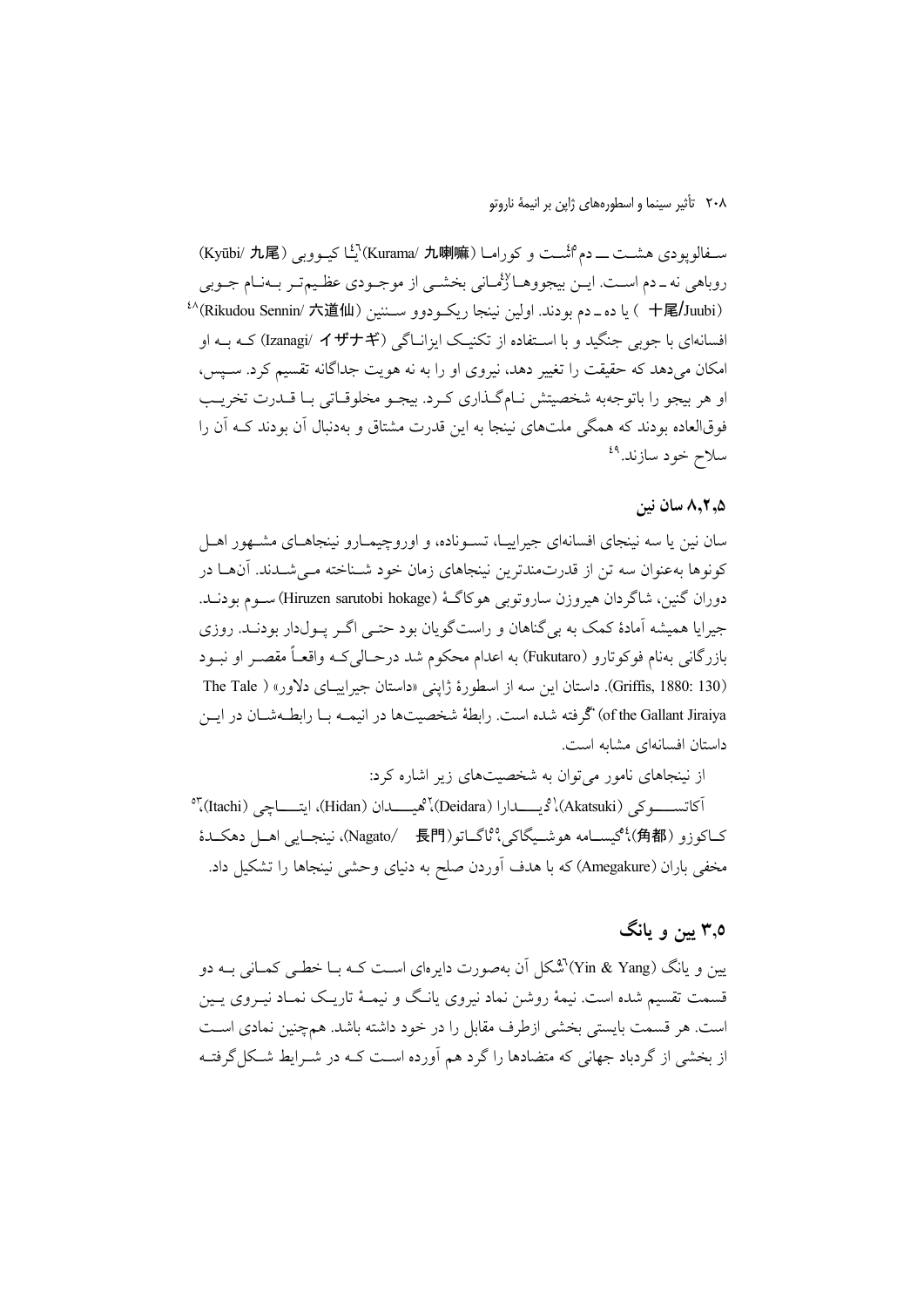سـفالوپودی هشـت ـــ دم[47] اسـت و کوراما (Kurama/ 九喇嘛)[46] یا کیـوبی (Kyūbi/ 九尾) روباهی نه ـ دم اسـت. ایـن بیجووهـا[47] زمـانی بخشـی از موجـودی عظـیم‌تـر بـه‌نـام جـوبی (十尾/Juubi) یا ده ـ دم بودند. اولین نینجا ریکـودوو سـننین (Rikudou Sennin/ 六道仙)[48] افسانه‌ای با جوبی جنگید و با اسـتفاده از تکنیـک ایزانـاگی (Izanagi/ イザナギ) کـه بـه او امکان می‌دهد که حقیقت را تغییر دهد، نیروی او را به نه هویت جداگانه تقسیم کرد. سـپس، او هر بیجو را باتوجه‌به شخصیتش نـام‌گـذاری کـرد. بیجـو مخلوقـاتی بـا قـدرت تخریـب فوق‌العاده بودند که همگی ملت‌های نینجا به این قدرت مشتاق و به‌دنبال آن بودند کـه آن را سلاح خود سازند.[49]

### ۸،۲،۵ سان نین

سان نین یا سه نینجای افسانه‌ای جیراییـا، تسـوناده، و اوروچیمـارو نینجاهـای مشـهور اهـل کونوها به‌عنوان سه تن از قدرت‌مندترین نینجاهای زمان خود شـناخته مـی‌شـدند. آن‌هـا در دوران گنین، شاگردان هیروزن ساروتوبی هوکاگـهٔ (Hiruzen sarutobi hokage) سـوم بودنـد. جیرایا همیشه آمادهٔ کمک به بی‌گناهان و راست‌گویان بود حتـی اگـر پـول‌دار بودنـد. روزی بازرگانی به‌نام فوکوتارو (Fukutaro) به اعدام محکوم شد درحـالی‌کـه واقعـاً مقصـر او نبـود (Griffis, 1880: 130). داستان این سه از اسطورهٔ ژاپنی «داستان جیراییـای دلاور» (The Tale of the Gallant Jiraiya)[50] گرفته شده است. رابطهٔ شخصیت‌ها در انیمـه بـا رابطـه‌شـان در ایـن داستان افسانه‌ای مشابه است.

از نینجاهای نامور می‌توان به شخصیت‌های زیر اشاره کرد:

آکاتسـوکی (Akatsuki)،[51] دیـدارا (Deidara)،[52] هیـدان (Hidan)، ایتـاچی (Itachi)،[53] کـاکوزو (角都)،[54] کیسـامه هوشـیگاکی،[55] ناگـاتو (Nagato/ 長門)، نینجـایی اهـل دهکـدهٔ مخفی باران (Amegakure) که با هدف آوردن صلح به دنیای وحشی نینجاها را تشکیل داد.

## ۳،۵ یین و یانگ

یین و یانگ (Yin & Yang)[56] شکل آن به‌صورت دایره‌ای اسـت کـه بـا خطـی کمـانی بـه دو قسمت تقسیم شده است. نیمهٔ روشن نماد نیروی یانـگ و نیمـهٔ تاریـک نمـاد نیـروی یـین است. هر قسمت بایستی بخشی ازطرف مقابل را در خود داشته باشد. هم‌چنین نمادی اسـت از بخشی از گردباد جهانی که متضادها را گرد هم آورده اسـت کـه در شـرایط شـکل‌گرفتـه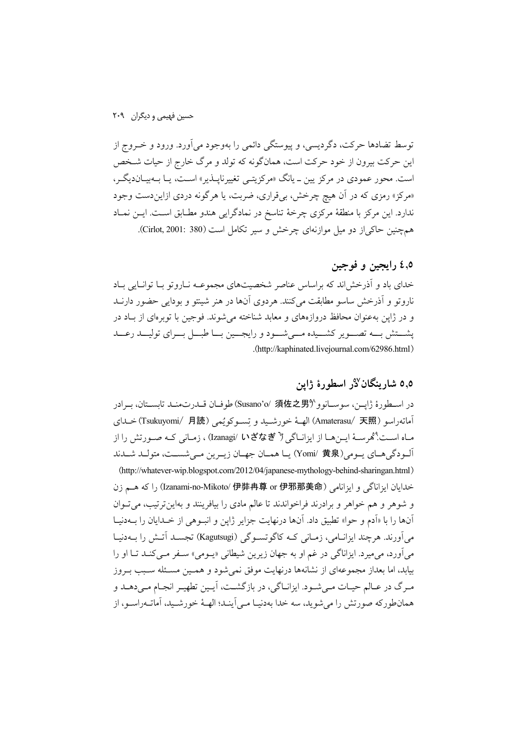توسط تضادها حرکت، دگردیسی، و پیوستگی دائمی را به‌وجود می‌آورد. ورود و خروج از این حرکت بیرون از خود حرکت است، همان‌گونه که تولد و مرگ خارج از حیات شخص است. محور عمودی در مرکز یین ـ یانگ «مرکزیتی تغییرناپذیر» است، یا به‌بیان‌دیگر، «مرکز» رمزی که در آن هیچ چرخش، بی‌قراری، ضربت، یا هرگونه دردی ازاین‌دست وجود ندارد. این مرکز با منطقهٔ مرکزی چرخهٔ تناسخ در نمادگرایی هندو مطابق است. این نماد همچنین حاکی‌از دو میل موازنه‌ای چرخش و سیر تکامل است (Cirlot, 2001: 380).

## ٤,٥ رایجین و فوجین

خدای باد و آذرخش‌اند که براساس عناصر شخصیت‌های مجموعه ناروتو با توانایی باد ناروتو و آذرخش ساسو مطابقت می‌کنند. هردوی آن‌ها در هنر شینتو و بودایی حضور دارند و در ژاپن به‌عنوان محافظ دروازه‌های و معابد شناخته می‌شوند. فوجین با توبره‌ای از باد در پشتش به تصویر کشیده می‌شود و رایجین با طبل برای تولید رعد (http://kaphinated.livejournal.com/62986.html).

## ٥,٥ شارینگان[٧] در اسطورهٔ ژاپن

در اسطورهٔ ژاپن، سوسانوو[٨] (Susano'o/ 須佐之男) طوفان قدرت‌مند تابستان، برادر آماتەراسو (Amaterasu/ 天照) الههٔ خورشید و تِسوکویُمی (Tsukuyomi/ 月読) خدای ماه است.[٩] هرسهٔ این‌ها از ایزاناگی[١٠] (Izanagi/ いざなぎ) ، زمانی که صورتش را از آلودگی‌های یومی (Yomi/ 黄泉) یا همان جهان زیرین می‌شست، متولد شدند (http://whatever-wip.blogspot.com/2012/04/japanese-mythology-behind-sharingan.html)

خدایان ایزاناگی و ایزانامی (Izanami-no-Mikoto/ 伊弉冉尊 or 伊邪那美命) را که هم زن و شوهر و هم خواهر و برادرند فراخواندند تا عالم مادی را بیافرینند و به‌این‌ترتیب، می‌توان آن‌ها را با «آدم و حوا» تطبیق داد. آن‌ها درنهایت جزایر ژاپن و انبوهی از خدایان را به‌دنیا می‌آورند. هرچند ایزانامی، زمانی که کاگوتسوگی (Kagutsugi) تجسد آتش را به‌دنیا می‌آورد، می‌میرد. ایزاناگی در غم او به جهان زیرین شیطانی «یومی» سفر می‌کند تا او را بیابد، اما بعداز مجموعه‌ای از نشانه‌ها درنهایت موفق نمی‌شود و همین مسئله سبب بروز مرگ در عالم حیات می‌شود. ایزاناگی، در بازگشت، آیین تطهیر انجام می‌دهد و همان‌طورکه صورتش را می‌شوید، سه خدا به‌دنیا می‌آیند؛ الههٔ خورشید، آماتەراسو، از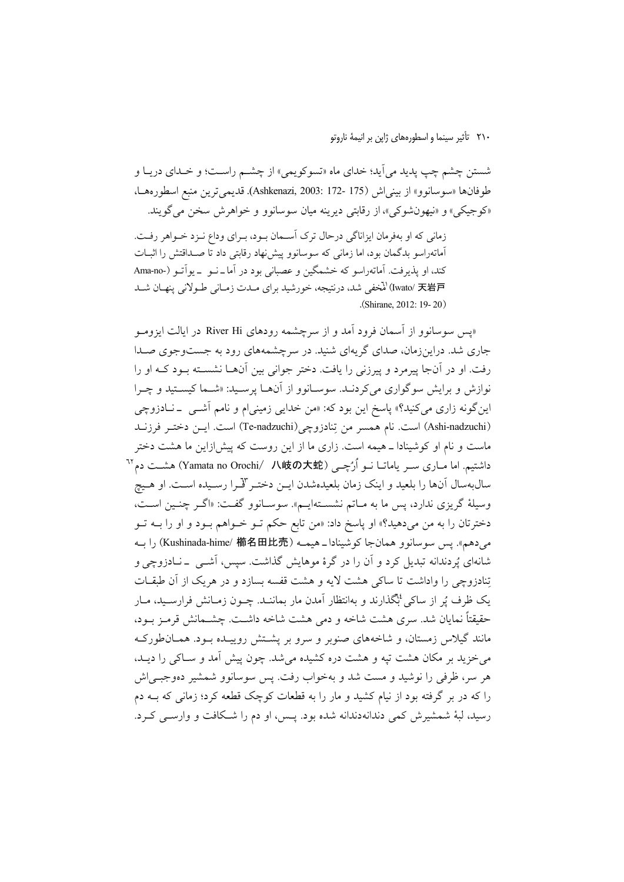شستن چشم چپ پدید می‌آید؛ خدای ماه «تسوکویمی» از چشـم راسـت؛ و خـدای دریـا و طوفان‌ها «سوسانوو» از بینی‌اش (Ashkenazi, 2003: 172- 175). قدیمی‌ترین منبع اسطوره‌هـا، «کوجیکی» و «نیهون‌شوکی»، از رقابتی دیرینه میان سوسانوو و خواهرش سخن می‌گویند.

> زمانی که او به‌فرمان ایزاناگی درحال ترک آسـمان بـود، بـرای وداع نـزد خـواهر رفـت. آماته‌راسو بدگمان بود، اما زمانی که سوسانوو پیش‌نهاد رقابتی داد تا صـداقتش را اثبـات کند، او پذیرفت. آماته‌راسو که خشمگین و عصبانی بود در آما ـ نـو ـ یوآتـو (-Ama-no Iwato/ 天岩戸)[1] مخفی شد، درنتیجه، خورشید برای مـدت زمـانی طـولانی پنهـان شـد (Shirane, 2012: 19- 20).

«پس سوسانوو از آسمان فرود آمد و از سرچشمه رودهای River Hi در ایالت ایزومـو جاری شد. دراین‌زمان، صدای گریه‌ای شنید. در سرچشمه‌های رود به جست‌وجوی صـدا رفت. او در آن‌جا پیرمرد و پیرزنی را یافت. دختر جوانی بین آن‌هـا نشسـته بـود کـه او را نوازش و برایش سوگواری می‌کردنـد. سوسـانوو از آن‌هـا پرسـید: «شـما کیسـتید و چـرا این‌گونه زاری می‌کنید؟» پاسخ این بود که: «من خدایی زمینی‌ام و نامم آشـی ـ نـادزوچی (Ashi-nadzuchi) است. نام همسر من تِنادزوچی(Te-nadzuchi) است. ایـن دختـر فرزنـد ماست و نام او کوشینادا ـ هیمه است. زاری ما از این روست که پیش‌ازاین ما هشت دختر داشتیم. اما مـاری سـر یاماتـا نـو اُرُچـی (Yamata no Orochi/ 八岐の大蛇) هشـت دم[2] سال‌به‌سال آن‌ها را بلعید و اینک زمان بلعیده‌شدن ایـن دختـر[3] فـرا رسـیده اسـت. او هـیچ وسیلهٔ گریزی ندارد، پس ما به مـاتم نشسـته‌ایـم». سوسـانوو گفـت: «اگـر چنـین اسـت، دخترتان را به من می‌دهید؟» او پاسخ داد: «من تابع حکم تـو خـواهم بـود و او را بـه تـو می‌دهم». پس سوسانوو همان‌جا کوشینادا ـ هیمـه (Kushinada-hime/ 櫛名田比売) را بـه شانه‌ای پُردندانه تبدیل کرد و آن را در گرهٔ موهایش گذاشت. سپس، آشـی ـ نـادزوچی و تِنادزوچی را واداشت تا ساکی هشت لایه و هشت قفسه بسازد و در هریک از آن طبقـات یک ظرف پُر از ساکی[4] بگذارند و به‌انتظار آمدن مار بماننـد. چـون زمـانش فرارسـید، مـار حقیقتاً نمایان شد. سری هشت شاخه و دمی هشت شاخه داشت. چشـمانش قرمـز بـود، مانند گیلاس زمستان، و شاخه‌های صنوبر و سرو بر پشـتش روییـده بـود. همـان‌طورکـه می‌خزید بر مکان هشت تپه و هشت دره کشیده می‌شد. چون پیش آمد و سـاکی را دیـد، هر سر، ظرفی را نوشید و مست شد و به‌خواب رفت. پس سوسانوو شمشیر ده‌وجبـی‌اش را که در بر گرفته بود از نیام کشید و مار را به قطعات کوچک قطعه کرد؛ زمانی که بـه دم رسید، لبهٔ شمشیرش کمی دندانه‌دندانه شده بود. پـس، او دم را شـکافت و وارسـی کـرد.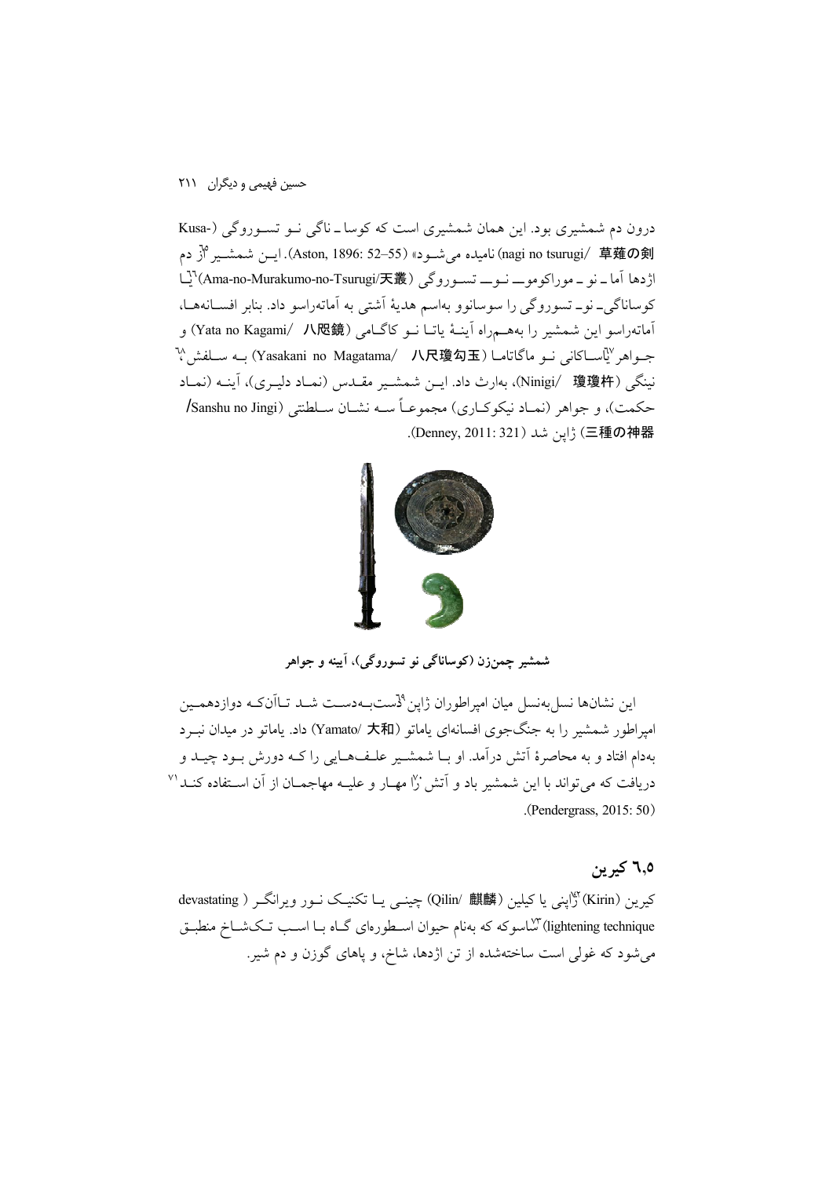درون دم شمشیری بود. این همان شمشیری است که کوسا ـ ناگی نـو تسـوروگی (Kusa-nagi no tsurugi/ 草薙の剣) نامیده می‌شـود» (Aston, 1896: 52–55). ایـن شمشـیر[65] از دم اژدها آما ـ نو ـ موراکومو‌ـ نـو‌ـ تسـوروگی (Ama-no-Murakumo-no-Tsurugi/天叢)[66] یـا کوساناگی ـ نو ـ تسوروگی را سوسانوو به‌اسم هدیهٔ آشتی به آماته‌راسو داد. بنابر افسـانه‌هـا، آماته‌راسو این شمشیر را به‌همـراه آینـهٔ یاتـا نـو کاگـامی (Yata no Kagami/ 八咫鏡) و جـواهر[67] یاسـاکانی نـو ماگاتامـا (Yasakani no Magatama/ 八尺瓊勾玉) بـه سـلفش[68] نینگی (Ninigi/ 瓊瓊杵)، به‌ارث داد. ایـن شمشـیر مقـدس (نمـاد دلیـری)، آینـه (نمـاد حکمت)، و جواهر (نمـاد نیکوکـاری) مجموعـاً سـه نشـان سـلطنتی (Sanshu no Jingi/ 三種の神器) ژاپن شد (Denney, 2011: 321).

**شمشیر چمن‌زن (کوساناگی نو تسوروگی)، آینه و جواهر**

این نشان‌ها نسل‌به‌نسل میان امپراطوران ژاپن[69] دست‌بـه‌دسـت شـد تـاآن‌کـه دوازدهمـین امپراطور شمشیر را به جنگ‌جوی افسانه‌ای یاماتو (Yamato/ 大和) داد. یاماتو در میدان نبـرد به‌دام افتاد و به محاصرهٔ آتش درآمد. او بـا شمشـیر علـف‌هـایی را کـه دورش بـود چیـد و دریافت که می‌تواند با این شمشیر باد و آتش[70] را مهـار و علیـه مهاجمـان از آن اسـتفاده کنـد[71] (Pendergrass, 2015: 50).

## ٦,٥ کیرین

کیرین (Kirin)[72] ژاپنی یا کیلین (Qilin/ 麒麟) چینـی یـا تکنیـک نـور ویرانگـر (devastating lightening technique)[73] ساسوکه که به‌نام حیوان اسـطوره‌ای گـاه بـا اسـب تـک‌شـاخ منطبـق می‌شود که غولی است ساخته‌شده از تن اژدها، شاخ، و پاهای گوزن و دم شیر.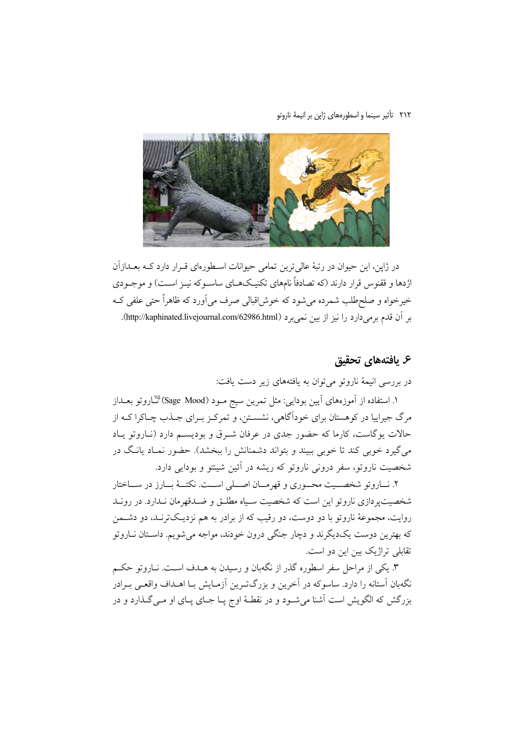در ژاپن، این حیوان در رتبهٔ عالی‌ترین تمامی حیوانات اسطوره‌ای قرار دارد که بعدازآن اژدها و ققنوس قرار دارند (که تصادفاً نام‌های تکنیک‌های ساسوکه نیز است) و موجودی خیرخواه و صلح‌طلب شمرده می‌شود که خوش‌اقبالی صرف می‌آورد که ظاهراً حتی علفی که بر آن قدم برمی‌دارد را نیز از بین نمی‌برد (http://kaphinated.livejournal.com/62986.html).

## ۶. یافته‌های تحقیق

در بررسی انیمهٔ ناروتو می‌توان به یافته‌های زیر دست یافت:

۱. استفاده از آموزه‌های آیین بودایی: مثل تمرین سیج مود (Sage Mood)[۷۴] ناروتو بعداز مرگ جیرایا در کوهستان برای خودآگاهی، نشستن، و تمرکز برای جذب چاکرا که از حالات یوگاست، کارما که حضور جدی در عرفان شرق و بودیسم دارد (ناروتو یاد می‌گیرد خوبی کند تا خوبی ببیند و بتواند دشمنانش را ببخشد). حضور نماد یانگ در شخصیت ناروتو، سفر درونی ناروتو که ریشه در آئین شینتو و بودایی دارد.

۲. ناروتو شخصیت محوری و قهرمان اصلی است. نکتهٔ بارز در ساختار شخصیت‌پردازی ناروتو این است که شخصیت سیاه مطلق و ضدقهرمان ندارد. در روند روایت، مجموعهٔ ناروتو با دو دوست، دو رقیب که از برادر به هم نزدیک‌ترند، دو دشمن که بهترین دوست یک‌دیگرند و دچار جنگی درون خودند، مواجه می‌شویم. داستان ناروتو تقابلی تراژیک بین این دو است.

۳. یکی از مراحل سفر اسطوره گذر از نگه‌بان و رسیدن به هدف است. ناروتو حکم نگه‌بان آستانه را دارد. ساسوکه در آخرین و بزرگ‌ترین آزمایش با اهداف واقعی برادر بزرگش که الگویش است آشنا می‌شود و در نقطهٔ اوج پا جای پای او می‌گذارد و در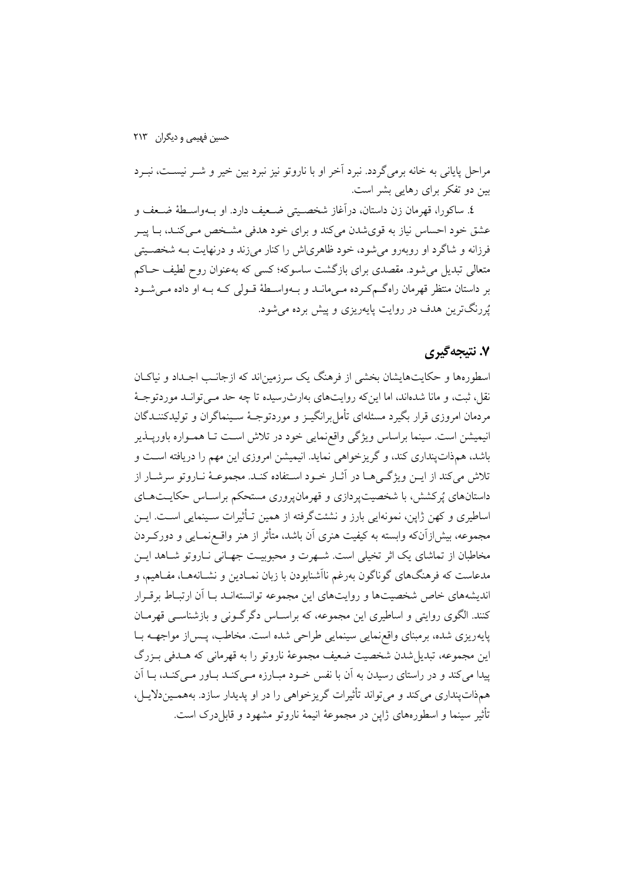مراحل پایانی به خانه برمی‌گردد. نبرد آخر او با ناروتو نیز نبرد بین خیر و شر نیست، نبرد بین دو تفکر برای رهایی بشر است.

٤. ساکورا، قهرمان زن داستان، درآغاز شخصیتی ضعیف دارد. او به‌واسطهٔ ضعف و عشق خود احساس نیاز به قوی‌شدن می‌کند و برای خود هدفی مشخص می‌کند، با پیر فرزانه و شاگرد او روبه‌رو می‌شود، خود ظاهری‌اش را کنار می‌زند و درنهایت به شخصیتی متعالی تبدیل می‌شود. مقصدی برای بازگشت ساسوکه؛ کسی که به‌عنوان روح لطیف حاکم بر داستان منتظر قهرمان راه‌گم‌کرده می‌ماند و به‌واسطهٔ قولی که به او داده می‌شود پُررنگ‌ترین هدف در روایت پایه‌ریزی و پیش برده می‌شود.

## ۷. نتیجه‌گیری

اسطوره‌ها و حکایت‌هایشان بخشی از فرهنگ یک سرزمین‌اند که ازجانب اجداد و نیاکان نقل، ثبت، و مانا شده‌اند، اما این‌که روایت‌های به‌ارث‌رسیده تا چه حد می‌تواند موردتوجهٔ مردمان امروزی قرار بگیرد مسئله‌ای تأمل‌برانگیز و موردتوجهٔ سینماگران و تولیدکنندگان انیمیشن است. سینما براساس ویژگی واقع‌نمایی خود در تلاش است تا همواره باورپذیر باشد، هم‌ذات‌پنداری کند، و گریزخواهی نماید. انیمیشن امروزی این مهم را دریافته است و تلاش می‌کند از این ویژگی‌ها در آثار خود استفاده کند. مجموعهٔ ناروتو سرشار از داستان‌های پُرکشش، با شخصیت‌پردازی و قهرمان‌پروری مستحکم براساس حکایت‌های اساطیری و کهن ژاپن، نمونه‌ای بارز و نشئت‌گرفته از همین تأثیرات سینمایی است. این مجموعه، بیش‌ازآن‌که وابسته به کیفیت هنری آن باشد، متأثر از هنر واقع‌نمایی و دورکردن مخاطبان از تماشای یک اثر تخیلی است. شهرت و محبوبیت جهانی ناروتو شاهد این مدعاست که فرهنگ‌های گوناگون به‌رغم ناآشنابودن با زبان نمادین و نشانه‌ها، مفاهیم، و اندیشه‌های خاص شخصیت‌ها و روایت‌های این مجموعه توانسته‌اند با آن ارتباط برقرار کنند. الگوی روایتی و اساطیری این مجموعه، که براساس دگرگونی و بازشناسی قهرمان پایه‌ریزی شده، برمبنای واقع‌نمایی سینمایی طراحی شده است. مخاطب، پس‌از مواجهه با این مجموعه، تبدیل‌شدن شخصیت ضعیف مجموعهٔ ناروتو را به قهرمانی که هدفی بزرگ پیدا می‌کند و در راستای رسیدن به آن با نفس خود مبارزه می‌کند باور می‌کند، با آن هم‌ذات‌پنداری می‌کند و می‌تواند تأثیرات گریزخواهی را در او پدیدار سازد. به‌همین‌دلایل، تأثیر سینما و اسطوره‌های ژاپن در مجموعهٔ انیمهٔ ناروتو مشهود و قابل‌درک است.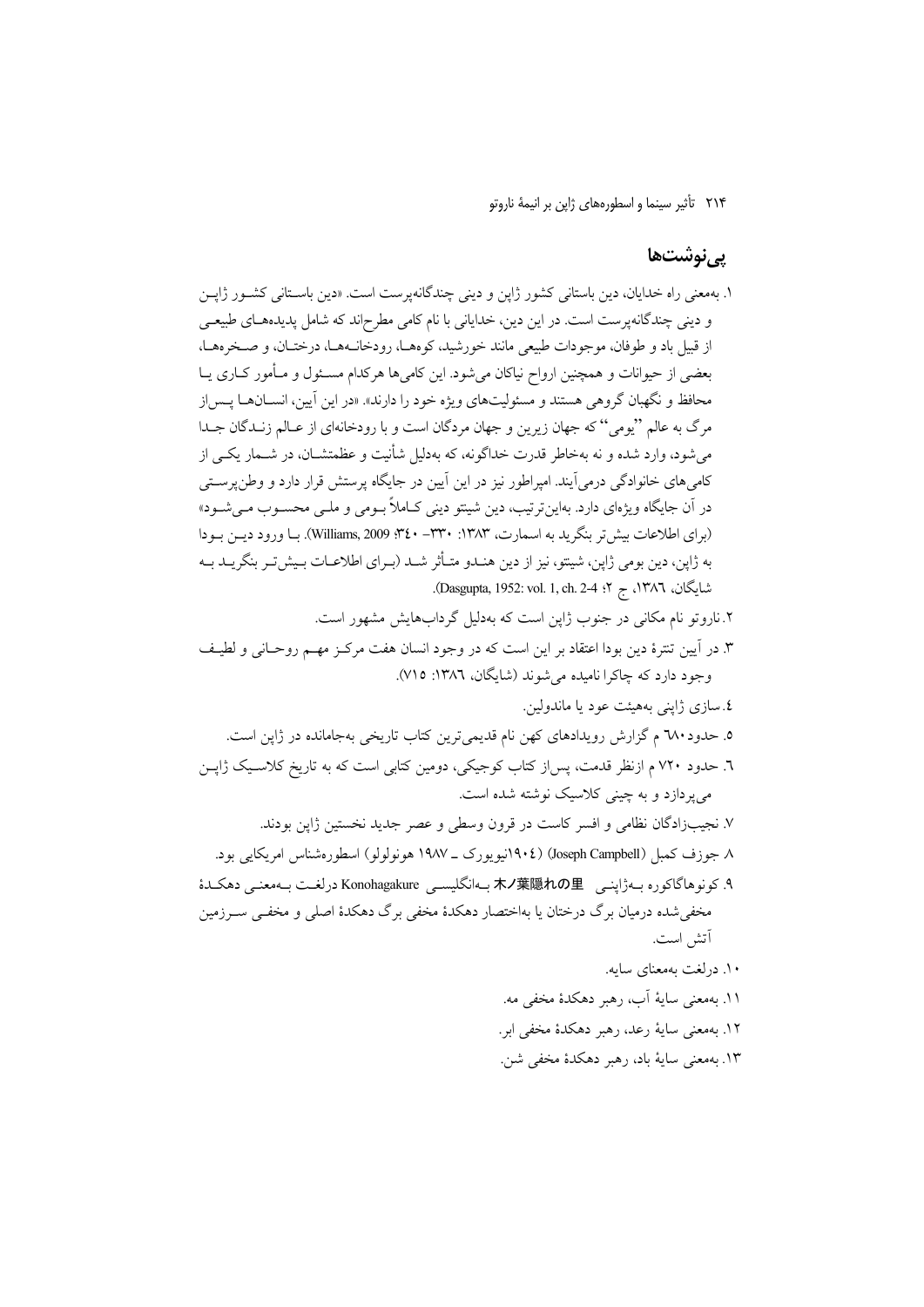## پی‌نوشت‌ها

۱. به‌معنی راه خدایان، دین باستانی کشور ژاپن و دینی چندگانه‌پرست است. «دین باستانی کشور ژاپن و دینی چندگانه‌پرست است. در این دین، خدایانی با نام کامی مطرح‌اند که شامل پدیده‌های طبیعی از قبیل باد و طوفان، موجودات طبیعی مانند خورشید، کوه‌ها، رودخانه‌ها، درختان، و صخره‌ها، بعضی از حیوانات و همچنین ارواح نیاکان می‌شود. این کامی‌ها هرکدام مسئول و مأمور کاری یا محافظ و نگهبان گروهی هستند و مسئولیت‌های ویژه خود را دارند». «در این آیین، انسان‌ها پس‌از مرگ به عالم "یومی" که جهان زیرین و جهان مردگان است و با رودخانه‌ای از عالم زندگان جدا می‌شود، وارد شده و نه به‌خاطر قدرت خداگونه، که به‌دلیل شأنیت و عظمتشان، در شمار یکی از کامی‌های خانوادگی درمی‌آیند. امپراطور نیز در این آیین در جایگاه پرستش قرار دارد و وطن‌پرستی در آن جایگاه ویژه‌ای دارد. به‌این‌ترتیب، دین شینتو دینی کاملاً بومی و ملی محسوب می‌شود» (برای اطلاعات بیش‌تر بنگرید به اسمارت، ۱۳۸۳: ۳۳۰– ۳۴۰؛ Williams, 2009). با ورود دین بودا به ژاپن، دین بومی ژاپن، شینتو، نیز از دین هندو متأثر شد (برای اطلاعات بیش‌تر بنگرید به شایگان، ۱۳۸۶، ج ۲؛ Dasgupta, 1952: vol. 1, ch. 2-4).

۲. ناروتو نام مکانی در جنوب ژاپن است که به‌دلیل گرداب‌هایش مشهور است.

۳. در آیین تنترهٔ دین بودا اعتقاد بر این است که در وجود انسان هفت مرکز مهم روحانی و لطیف وجود دارد که چاکرا نامیده می‌شوند (شایگان، ۱۳۸۶: ۷۱۵).

۴. سازی ژاپنی به‌هیئت عود یا ماندولین.

۵. حدود ۶۸۰ م گزارش رویدادهای کهن نام قدیمی‌ترین کتاب تاریخی به‌جامانده در ژاپن است.

۶. حدود ۷۲۰ م ازنظر قدمت، پس‌از کتاب کوجیکی، دومین کتابی است که به تاریخ کلاسیک ژاپن می‌پردازد و به چینی کلاسیک نوشته شده است.

۷. نجیب‌زادگان نظامی و افسر کاست در قرون وسطی و عصر جدید نخستین ژاپن بودند.

۸. جوزف کمبل (Joseph Campbell) (۱۹۰۴نیویورک ـ ۱۹۸۷ هونولولو) اسطوره‌شناس امریکایی بود.

۹. کونوهاگاکوره به‌ژاپنی 木ノ葉隠れの里 به‌انگلیسی Konohagakure درلغت به‌معنی دهکدهٔ مخفی‌شده درمیان برگ درختان یا به‌اختصار دهکدهٔ مخفی برگ دهکدهٔ اصلی و مخفی سرزمین آتش است.

۱۰. درلغت به‌معنای سایه.

۱۱. به‌معنی سایهٔ آب، رهبر دهکدهٔ مخفی مه.

۱۲. به‌معنی سایهٔ رعد، رهبر دهکدهٔ مخفی ابر.

۱۳. به‌معنی سایهٔ باد، رهبر دهکدهٔ مخفی شن.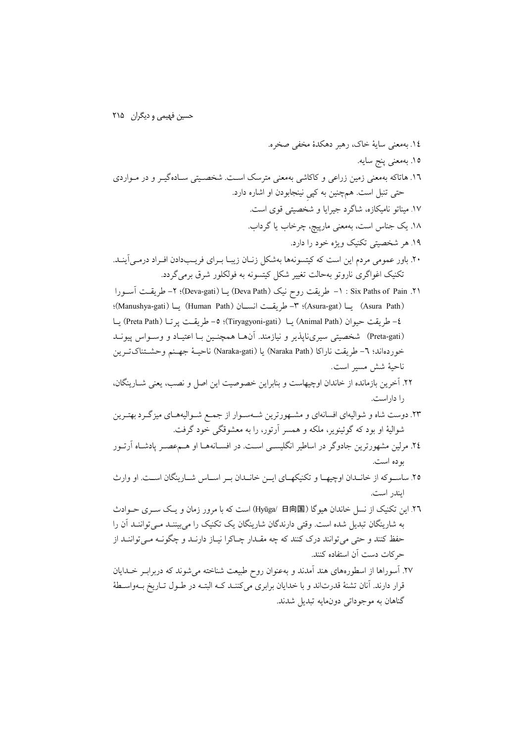۱۴. به‌معنی سایهٔ خاک، رهبر دهکدهٔ مخفی صخره.

۱۵. به‌معنی پنج سایه.

۱۶. هاتاکه به‌معنی زمین زراعی و کاکاشی به‌معنی مترسک است. شخصیتی ساده‌گیر و در مواردی حتی تنبل است. هم‌چنین به کپیِ نینجابودن او اشاره دارد.

۱۷. میناتو نامیکازه، شاگرد جیرایا و شخصیتی قوی است.

۱۸. یک جناس است، به‌معنی مارپیچ، چرخاب یا گرداب.

۱۹. هر شخصیتی تکنیک ویژهٔ خود را دارد.

۲۰. باور عمومی مردم این است که کیتسونه‌ها به‌شکل زنان زیبا برای فریب‌دادن افراد درمی‌آیند. تکنیک اغواگری ناروتو به‌حالت تغییر شکل کیتسونه به فولکلور شرق برمی‌گردد.

۲۱. Six Paths of Pain : ۱- طریقت روح نیک (Deva Path) یا (Deva-gati)؛ ۲- طریقت آسورا (Asura Path) یا (Asura-gat)؛ ۳- طریقت انسان (Human Path) یا (Manushya-gati)؛ ۴- طریقت حیوان (Animal Path) یا (Tiryagyoni-gati)؛ ۵- طریقت پرتا (Preta Path) یا (Preta-gati) شخصیتی سیری‌ناپذیر و نیازمند. آن‌ها همچنین با اعتیاد و وسواس پیوند خورده‌اند؛ ۶- طریقت ناراکا (Naraka Path) یا (Naraka-gati) ناحیهٔ جهنم وحشتناک‌ترین ناحیهٔ شش مسیر است.

۲۲. آخرین بازمانده از خاندان اوچیهاست و بنابراین خصوصیت این اصل و نصب، یعنی شارینگان، را داراست.

۲۳. دوست شاه و شوالیه‌ای افسانه‌ای و مشهورترین شه‌سوار از جمع شوالیه‌های میزگرد بهترین شوالیهٔ او بود که گوئینویر، ملکه و همسر آرتور، را به معشوقگی خود گرفت.

۲۴. مرلین مشهورترین جادوگر در اساطیر انگلیسی است. در افسانه‌ها او هم‌عصر پادشاه آرتور بوده است.

۲۵. ساسوکه از خاندان اوچیها و تکنیک‌های این خاندان بر اساس شارینگان است. او وارث ایندر است.

۲۶. این تکنیک از نسل خاندان هیوگا (Hyūga/ 日向国) است که با مرور زمان و یک سری حوادث به شارینگان تبدیل شده است. وقتی دارندگان شارینگان یک تکنیک را می‌بینند می‌توانند آن را حفظ کنند و حتی می‌توانند درک کنند که چه مقدار چاکرا نیاز دارند و چگونه می‌توانند از حرکات دست آن استفاده کنند.

۲۷. آسوراها از اسطوره‌های هند آمدند و به‌عنوان روح طبیعت شناخته می‌شوند که دربرابر خدایان قرار دارند. آنان تشنهٔ قدرت‌اند و با خدایان برابری می‌کنند که البته در طول تاریخ به‌واسطهٔ گناهان به موجوداتی دون‌مایه تبدیل شدند.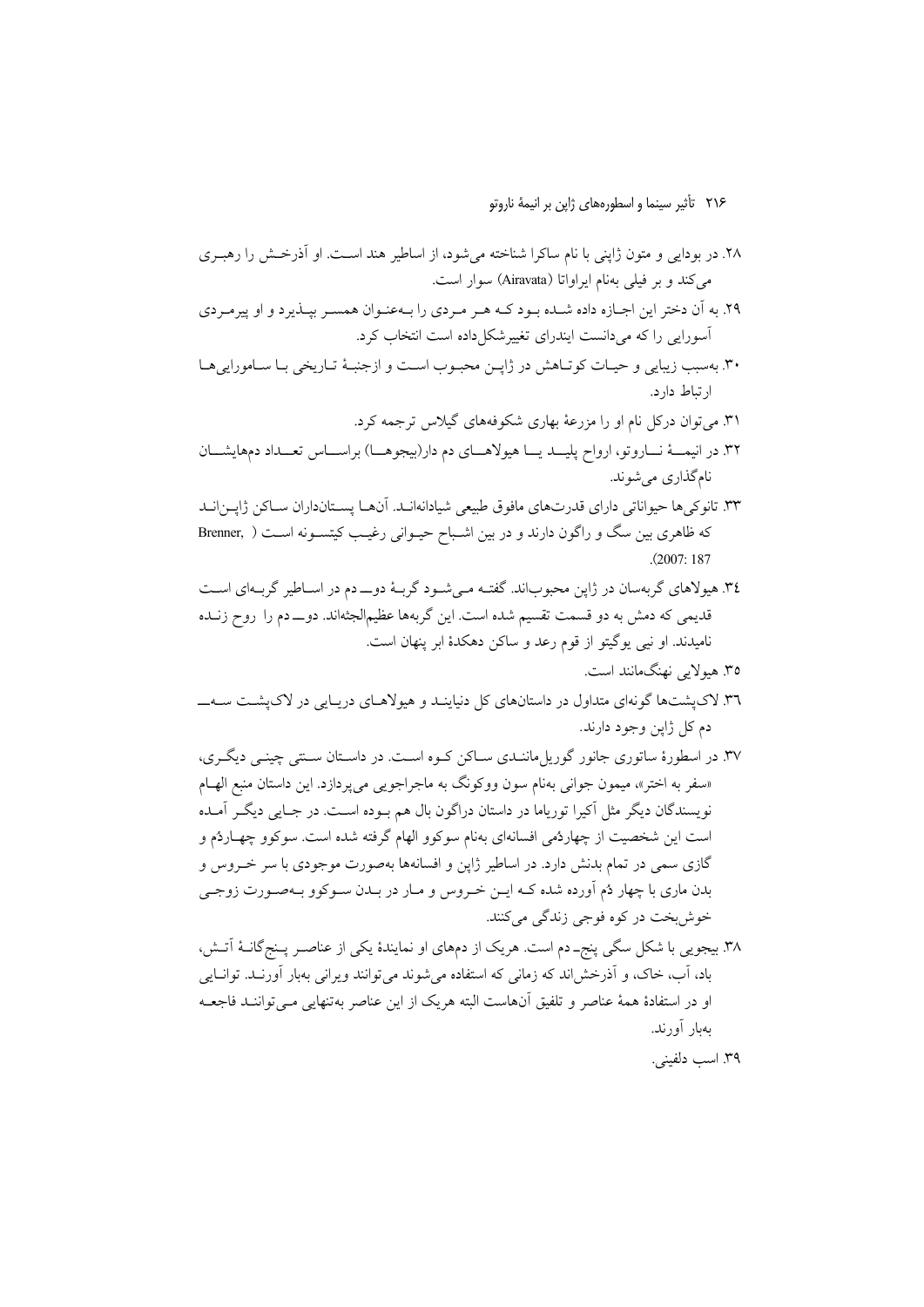۲۸. در بودایی و متون ژاپنی با نام ساکرا شناخته می‌شود، از اساطیر هند است. او آذرخش را رهبری می‌کند و بر فیلی به‌نام ایراواتا (Airavata) سوار است.

۲۹. به آن دختر این اجازه داده شده بود که هر مردی را به‌عنوان همسر بپذیرد و او پیرمردی آسورایی را که می‌دانست ایندرای تغییرشکل‌داده است انتخاب کرد.

۳۰. به‌سبب زیبایی و حیات کوتاهش در ژاپن محبوب است و ازجنبهٔ تاریخی با سامورایی‌ها ارتباط دارد.

۳۱. می‌توان درکل نام او را مزرعهٔ بهاری شکوفه‌های گیلاس ترجمه کرد.

۳۲. در انیمهٔ ناروتو، ارواح پلید یا هیولاهای دم دار(بیجوها) براساس تعداد دم‌هایشان نام‌گذاری می‌شوند.

۳۳. تانوکی‌ها حیواناتی دارای قدرت‌های مافوق طبیعی شیادانه‌اند. آن‌ها پستانداران ساکن ژاپن‌اند که ظاهری بین سگ و راگون دارند و در بین اشباح حیوانی رغیب کیتسونه است (Brenner, 2007: 187).

۳٤. هیولاهای گربه‌سان در ژاپن محبوب‌اند. گفته می‌شود گربهٔ دوــ دم در اساطیر گربه‌ای است قدیمی که دمش به دو قسمت تقسیم شده است. این گربه‌ها عظیم‌الجثه‌اند. دوــ دم را روح زنده نامیدند. او نیی یوگیتو از قوم رعد و ساکن دهکدهٔ ابر پنهان است.

۳۵. هیولایی نهنگ‌مانند است.

۳٦. لاک‌پشت‌ها گونه‌ای متداول در داستان‌های کل دنیایند و هیولاهای دریایی در لاک‌پشت سه‌ــ دم کل ژاپن وجود دارند.

۳۷. در اسطورهٔ ساتوری جانور گوریل‌مانندی ساکن کوه است. در داستان سنتی چینی دیگری، «سفر به اختر»، میمون جوانی به‌نام سون ووکونگ به ماجراجویی می‌پردازد. این داستان منبع الهام نویسندگان دیگر مثل آکیرا توریاما در داستان دراگون بال هم بوده است. در جایی دیگر آمده است این شخصیت از چهاردُمی افسانه‌ای به‌نام سوکوو الهام گرفته شده است. سوکوو چهاردُم و گازی سمی در تمام بدنش دارد. در اساطیر ژاپن و افسانه‌ها به‌صورت موجودی با سر خروس و بدن ماری با چهار دُم آورده شده که این خروس و مار در بدن سوکوو به‌صورت زوجی خوش‌بخت در کوه فوجی زندگی می‌کنند.

۳۸. بیجویی با شکل سگی پنج‌ـ دم است. هریک از دم‌های او نمایندهٔ یکی از عناصر پنج‌گانهٔ آتش، باد، آب، خاک، و آذرخش‌اند که زمانی که استفاده می‌شوند می‌توانند ویرانی به‌بار آورند. توانایی او در استفادهٔ همهٔ عناصر و تلفیق آن‌هاست البته هریک از این عناصر به‌تنهایی می‌توانند فاجعه به‌بار آورند.

۳۹. اسب دلفینی.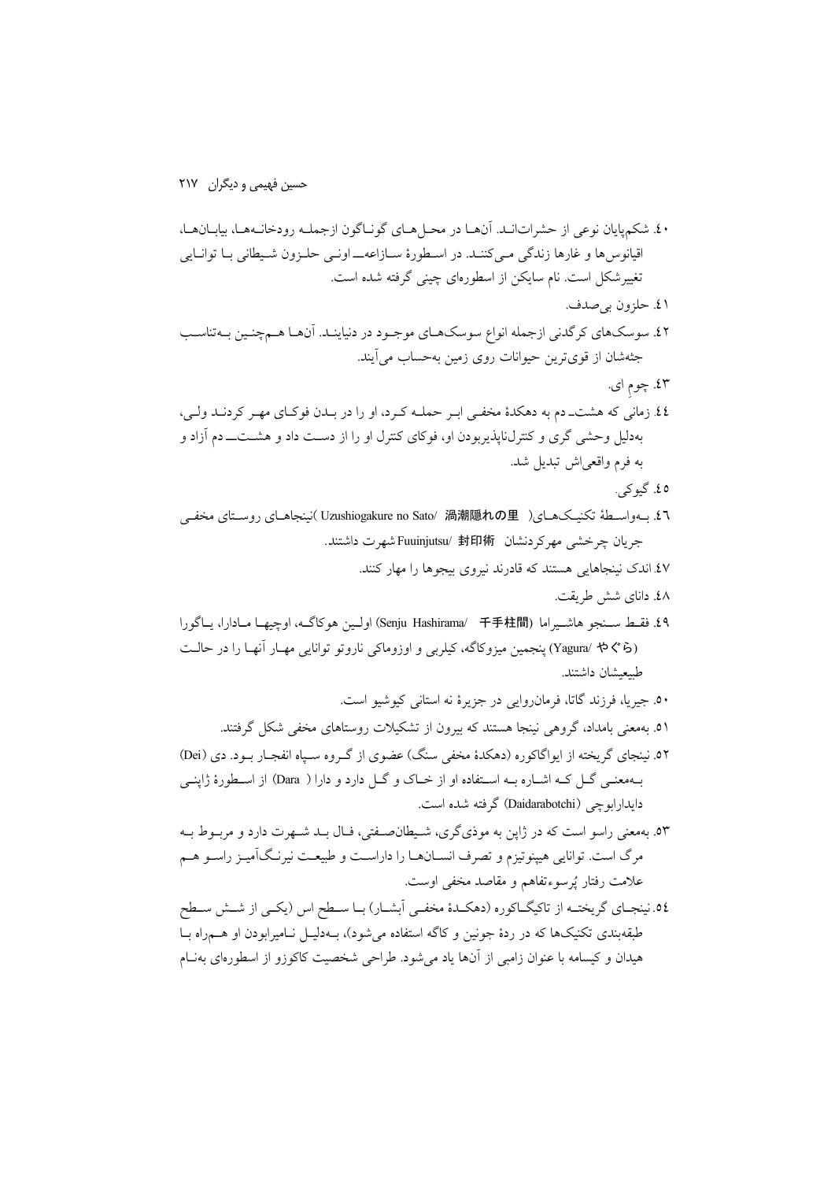۴۰. شکم‌پایان نوعی از حشرات‌اند. آن‌ها در محل‌های گوناگون ازجمله رودخانه‌ها، بیابان‌ها، اقیانوس‌ها و غارها زندگی می‌کنند. در اسطورهٔ سازاعه ـ اونی حلزون شیطانی با توانایی تغییرشکل است. نام سایکن از اسطوره‌ای چینی گرفته شده است.

۴۱. حلزون بی‌صدف.

۴۲. سوسک‌های کرگدنی ازجمله انواع سوسک‌های موجود در دنیایند. آن‌ها هم‌چنین به‌تناسب جثه‌شان از قوی‌ترین حیوانات روی زمین به‌حساب می‌آیند.

۴۳. چوم ای.

۴۴. زمانی که هشت‌ـ دم به دهکدهٔ مخفی ابر حمله کرد، او را در بدن فوکای مهر کردند ولی، به‌دلیل وحشی گری و کنترل‌ناپذیربودن او، فوکای کنترل او را از دست داد و هشت‌ـ دم آزاد و به فرم واقعی‌اش تبدیل شد.

۴۵. گیوکی.

۴۶. به‌واسطهٔ تکنیک‌های( Uzushiogakure no Sato/ 渦潮隠れの里 )نینجاهای روستای مخفی جریان چرخشی مهرکردنشان Fuuinjutsu/ 封印術 شهرت داشتند.

۴۷. اندک نینجاهایی هستند که قادرند نیروی بیجوها را مهار کنند.

۴۸. دانای شش طریقت.

۴۹. فقط سنجو هاشیراما (Senju Hashirama/ 千手柱間) اولین هوکاگه، اوچیها مادارا، یاگورا (Yagura/ やぐら) پنجمین میزوکاگه، کیلربی و اوزوماکی ناروتو توانایی مهار آن‌ها را در حالت طبیعیشان داشتند.

۵۰. جیریا، فرزند گاتا، فرمان‌روایی در جزیرهٔ نه استانی کیوشیو است.

۵۱. به‌معنی بامداد، گروهی نینجا هستند که بیرون از تشکیلات روستاهای مخفی شکل گرفتند.

۵۲. نینجای گریخته از ایواگاکوره (دهکدهٔ مخفی سنگ) عضوی از گروه سپاه انفجار بود. دی (Dei) به‌معنی گل که اشاره به استفاده او از خاک و گل دارد و دارا ( Dara) از اسطورهٔ ژاپنی دایدارابوچی (Daidarabotchi) گرفته شده است.

۵۳. به‌معنی راسو است که در ژاپن به موذی‌گری، شیطان‌صفتی، فال بد شهرت دارد و مربوط به مرگ است. توانایی هیپنوتیزم و تصرف انسان‌ها را داراست و طبیعت نیرنگ‌آمیز راسو هم علامت رفتار پُرسوءتفاهم و مقاصد مخفی اوست.

۵۴. نینجای گریخته از تاکیگاکوره (دهکدهٔ مخفی آبشار) با سطح اس (یکی از شش سطح طبقه‌بندی تکنیک‌ها که در ردهٔ جونین و کاگه استفاده می‌شود)، به‌دلیل نامیرابودن او هم‌راه با هیدان و کیسامه با عنوان زامبی از آن‌ها یاد می‌شود. طراحی شخصیت کاکوزو از اسطوره‌ای به‌نام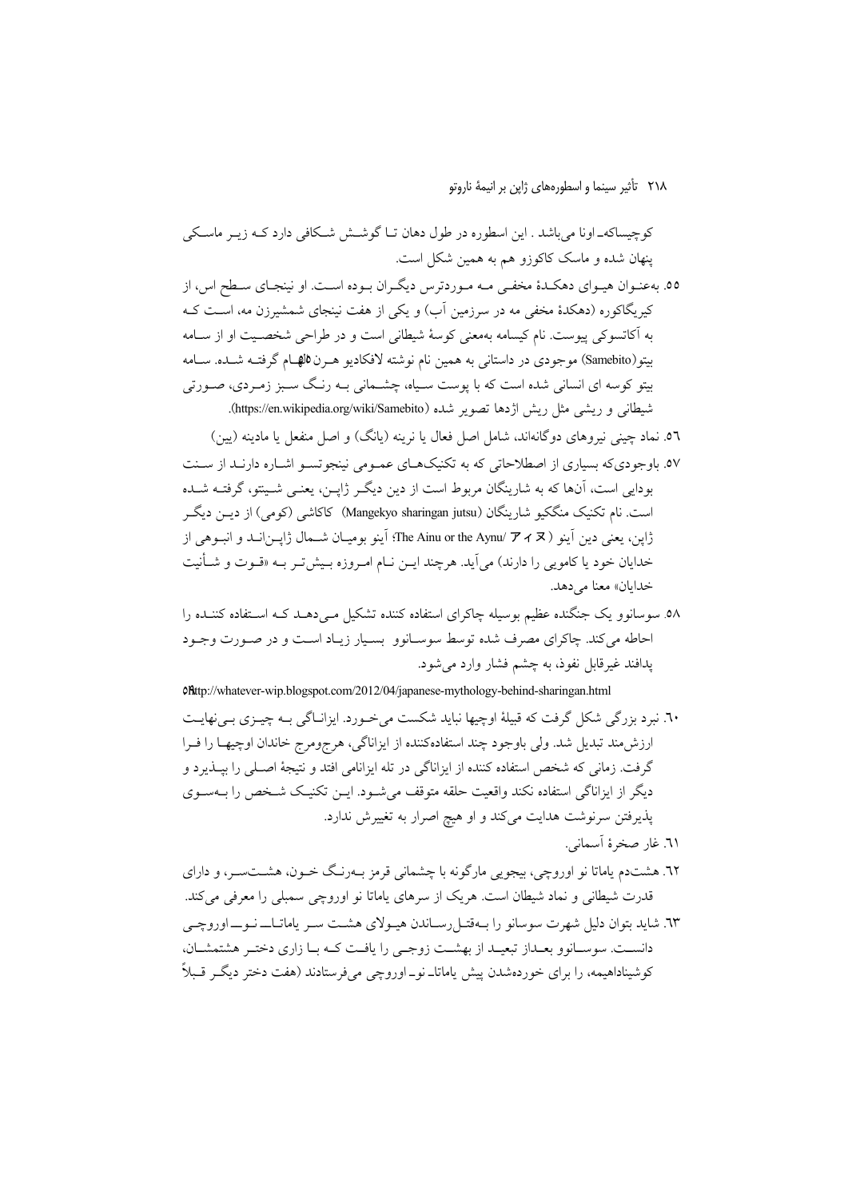کوچیساکه‌ـ اونا می‌باشد . این اسطوره در طول دهان تـا گوشـش شـکافی دارد کـه زیـر ماسـکی پنهان شده و ماسک کاکوزو هم به همین شکل است.

٥٥. به‌عنـوان هیـوای دهکـدهٔ مخفـی مـه مـوردترس دیگـران بـوده اسـت. او نینجـای سـطح اس، از کیریگاکوره (دهکدهٔ مخفی مه در سرزمین آب) و یکی از هفت نینجای شمشیرزن مه، اسـت کـه به آکاتسوکی پیوست. نام کیسامه به‌معنی کوسهٔ شیطانی است و در طراحی شخصـیت او از سـامه بیتو(Samebito) موجودی در داستانی به همین نام نوشته لافکادیو هـرن ٥الهـام گرفتـه شـده. سـامه بیتو کوسه ای انسانی شده است که با پوست سـیاه، چشـمانی بـه رنـگ سـبز زمـردی، صـورتی شیطانی و ریشی مثل ریش اژدها تصویر شده (https://en.wikipedia.org/wiki/Samebito).

٥٦. نماد چینی نیروهای دوگانه‌اند، شامل اصل فعال یا نرینه (یانگ) و اصل منفعل یا مادینه (یین)

٥٧. باوجودی‌که بسیاری از اصطلاحاتی که به تکنیک‌هـای عمـومی نینجوتسـو اشـاره دارنـد از سـنت بودایی است، آن‌ها که به شارینگان مربوط است از دین دیگـر ژاپـن، یعنـی شـینتو، گرفتـه شـده است. نام تکنیک منگکیو شارینگان (Mangekyo sharingan jutsu) کاکاشی (کومی) از دیـن دیگـر ژاپن، یعنی دین آینو (The Ainu or the Aynu/ アイヌ؛ آینو بومیـان شـمال ژاپـن‌انـد و انبـوهی از خدایان خود یا کاموی را دارند) می‌آید. هرچند ایـن نـام امـروزه بـیش‌تـر بـه «قـوت و شـأنیت خدایان» معنا می‌دهد.

٥٨. سوسانوو یک جنگنده عظیم بوسیله چاکرای استفاده کننده تشکیل مـی‌دهـد کـه اسـتفاده کننـده را احاطه می‌کند. چاکرای مصرف شده توسط سوسـانوو بسـیار زیـاد اسـت و در صـورت وجـود پدافند غیرقابل نفوذ، به چشم فشار وارد می‌شود.

٥٩. http://whatever-wip.blogspot.com/2012/04/japanese-mythology-behind-sharingan.html

٦٠. نبرد بزرگی شکل گرفت که قبیلهٔ اوچیها نباید شکست می‌خـورد. ایزانـاگی بـه چیـزی بـی‌نهایـت ارزش‌مند تبدیل شد. ولی باوجود چند استفاده‌کننده از ایزاناگی، هرج‌ومرج خاندان اوچیهـا را فـرا گرفت. زمانی که شخص استفاده کننده از ایزاناگی در تله ایزانامی افتد و نتیجهٔ اصـلی را بپـذیرد و دیگر از ایزاناگی استفاده نکند واقعیت حلقه متوقف می‌شـود. ایـن تکنیـک شـخص را بـه‌سـوی پذیرفتن سرنوشت هدایت می‌کند و او هیچ اصرار به تغییرش ندارد.

٦١. غار صخرهٔ آسمانی.

٦٢. هشت‌دم یاماتا نو اوروچی، بیجویی مارگونه با چشمانی قرمز بـه‌رنـگ خـون، هشـت‌سـر، و دارای قدرت شیطانی و نماد شیطان است. هریک از سرهای یاماتا نو اوروچی سمبلی را معرفی می‌کند.

٦٣. شاید بتوان دلیل شهرت سوسانو را بـه‌قتـل‌رسـاندن هیـولای هشـت سـر یاماتـا‌ــ نـو‌ــ اوروچـی دانسـت. سوسـانوو بعـداز تبعیـد از بهشـت زوجـی را یافـت کـه بـا زاری دختـر هشتمشـان، کوشیناداهیمه، را برای خورده‌شدن پیش یاماتاـ نوـ اوروچی می‌فرستادند (هفت دختر دیگـر قـبلاً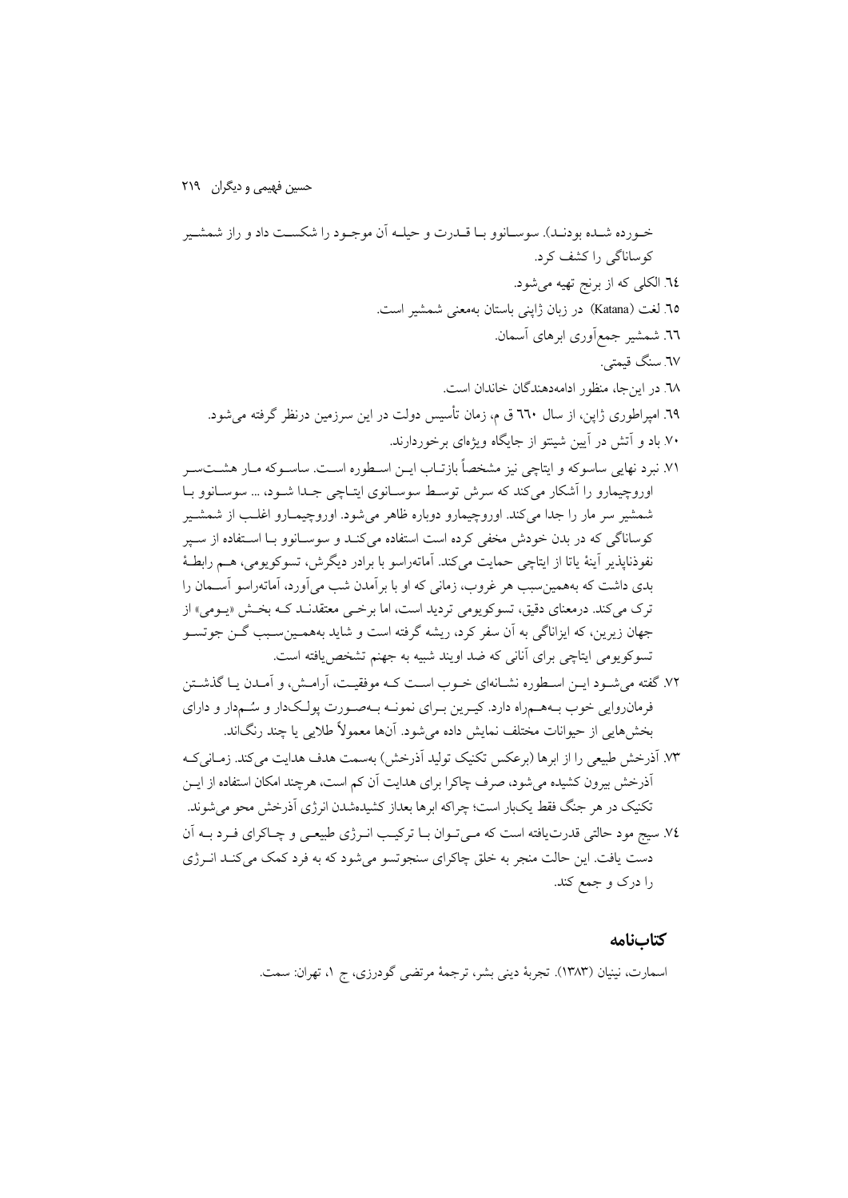خورده شده بودند). سوسانوو با قدرت و حیله آن موجود را شکست داد و راز شمشیر کوساناگی را کشف کرد.

٦٤. الکلی که از برنج تهیه می‌شود.

٦٥. لغت (Katana) در زبان ژاپنی باستان به‌معنی شمشیر است.

٦٦. شمشیر جمع‌آوری ابرهای آسمان.

٦٧. سنگ قیمتی.

٦٨. در این‌جا، منظور ادامه‌دهندگان خاندان است.

٦٩. امپراطوری ژاپن، از سال ٦٦٠ ق م، زمان تأسیس دولت در این سرزمین درنظر گرفته می‌شود.

٧٠. باد و آتش در آیین شینتو از جایگاه ویژه‌ای برخوردارند.

٧١. نبرد نهایی ساسوکه و ایتاچی نیز مشخصاً بازتاب این اسطوره است. ساسوکه مار هشت‌سر اوروچیمارو را آشکار می‌کند که سرش توسط سوسانوی ایتاچی جدا شود، ... سوسانوو با شمشیر سر مار را جدا می‌کند. اوروچیمارو دوباره ظاهر می‌شود. اوروچیمارو اغلب از شمشیر کوساناگی که در بدن خودش مخفی کرده است استفاده می‌کند و سوسانوو با استفاده از سپر نفوذناپذیر آینهٔ یاتا از ایتاچی حمایت می‌کند. آماتراسو با برادر دیگرش، تسوکویومی، هم رابطهٔ بدی داشت که به‌همین‌سبب هر غروب، زمانی که او با برآمدن شب می‌آورد، آماتراسو آسمان را ترک می‌کند. درمعنای دقیق، تسوکویومی تردید است، اما برخی معتقدند که بخش «یومی» از جهان زیرین، که ایزاناگی به آن سفر کرد، ریشه گرفته است و شاید به‌همین‌سبب گن جوتسو تسوکویومی ایتاچی برای آنانی که ضد اویند شبیه به جهنم تشخص‌یافته است.

٧٢. گفته می‌شود این اسطوره نشانه‌ای خوب است که موفقیت، آرامش، و آمدن یا گذشتن فرمان‌روایی خوب به‌همراه دارد. کیرین برای نمونه به‌صورت پولک‌دار و سُم‌دار و دارای بخش‌هایی از حیوانات مختلف نمایش داده می‌شود. آن‌ها معمولاً طلایی یا چند رنگ‌اند.

٧٣. آذرخش طبیعی را از ابرها (برعکس تکنیک تولید آذرخش) به‌سمت هدف هدایت می‌کند. زمانی‌که آذرخش بیرون کشیده می‌شود، صرف چاکرا برای هدایت آن کم است، هرچند امکان استفاده از این تکنیک در هر جنگ فقط یک‌بار است؛ چراکه ابرها بعداز کشیده‌شدن انرژی آذرخش محو می‌شوند.

٧٤. سیج مود حالتی قدرت‌یافته است که می‌توان با ترکیب انرژی طبیعی و چاکرای فرد به آن دست یافت. این حالت منجر به خلق چاکرای سنجوتسو می‌شود که به فرد کمک می‌کند انرژی را درک و جمع کند.

## کتاب‌نامه

اسمارت، نینیان (١٣٨٣). تجربهٔ دینی بشر، ترجمهٔ مرتضی گودرزی، ج ١، تهران: سمت.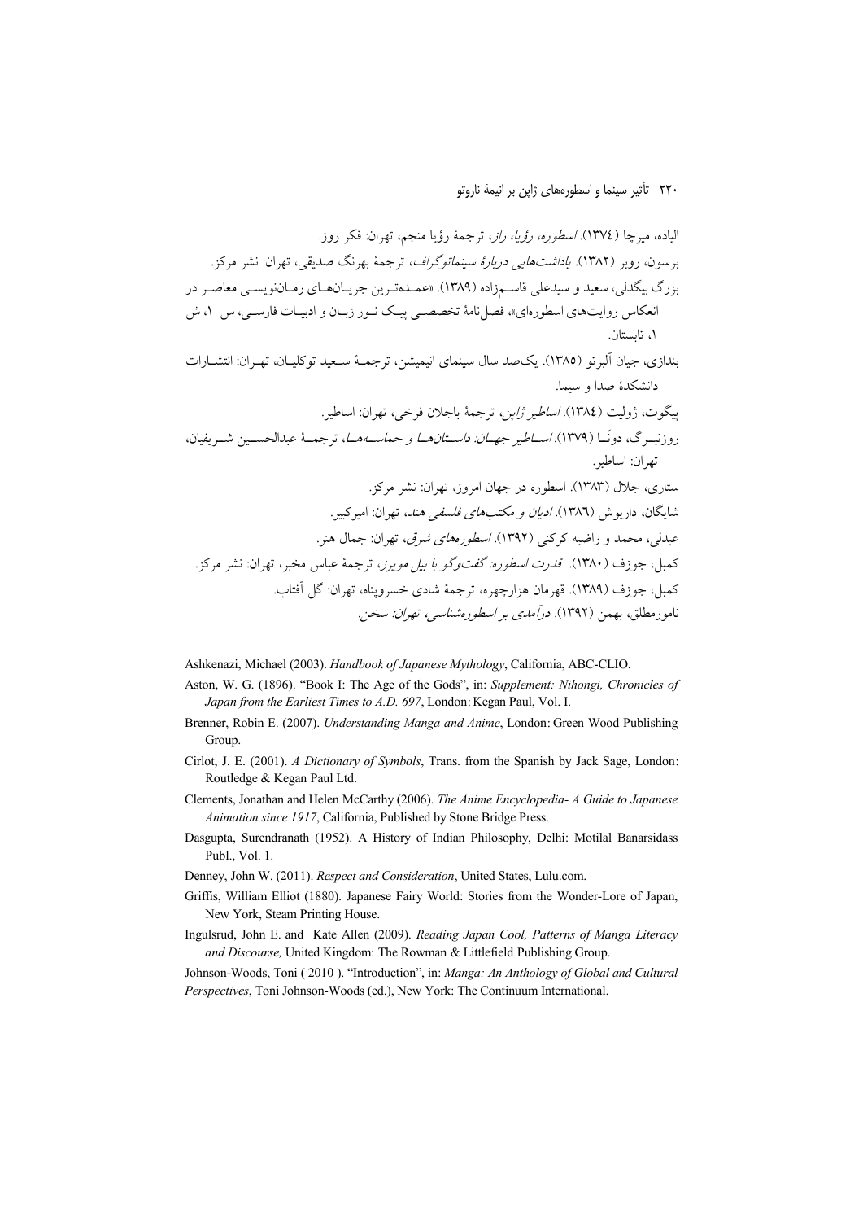الیاده، میرچا (۱۳۷٤). *اسطوره، رؤیا، راز*، ترجمهٔ رؤیا منجم، تهران: فکر روز.

برسون، روبر (۱۳۸۲). *یادداشت‌هایی دربارهٔ سینماتوگراف*، ترجمهٔ بهرنگ صدیقی، تهران: نشر مرکز.

بزرگ بیگدلی، سعید و سیدعلی قاسم‌زاده (۱۳۸۹). «عمده‌ترین جریان‌های رمان‌نویسی معاصر در انعکاس روایت‌های اسطوره‌ای»، فصل‌نامهٔ تخصصی پیک نور زبان و ادبیات فارسی، س ۱، ش ۱، تابستان.

بندازی، جیان آلبرتو (۱۳۸۵). یک‌صد سال سینمای انیمیشن، ترجمهٔ سعید توکلیان، تهران: انتشارات دانشکدهٔ صدا و سیما.

پیگوت، ژولیت (۱۳۸٤). *اساطیر ژاپن*، ترجمهٔ باجلان فرخی، تهران: اساطیر.

روزنبرگ، دونّا (۱۳۷۹). *اساطیر جهان: داستان‌ها و حماسه‌ها*، ترجمهٔ عبدالحسین شریفیان، تهران: اساطیر.

ستاری، جلال (۱۳۸۳). اسطوره در جهان امروز، تهران: نشر مرکز.

شایگان، داریوش (۱۳۸٦). *ادیان و مکتب‌های فلسفی هند*، تهران: امیرکبیر.

عبدلی، محمد و راضیه کرکنی (۱۳۹۲). *اسطوره‌های شرق*، تهران: جمال هنر.

کمبل، جوزف (۱۳۸۰). *قدرت اسطوره: گفت‌وگو با بیل مویرز*، ترجمهٔ عباس مخبر، تهران: نشر مرکز.

کمبل، جوزف (۱۳۸۹). قهرمان هزارچهره، ترجمهٔ شادی خسروپناه، تهران: گل آفتاب.

نامورمطلق، بهمن (۱۳۹۲). *درآمدی بر اسطوره‌شناسی، تهران: سخن.*

Ashkenazi, Michael (2003). *Handbook of Japanese Mythology*, California, ABC-CLIO.

Aston, W. G. (1896). "Book I: The Age of the Gods", in: *Supplement: Nihongi, Chronicles of Japan from the Earliest Times to A.D. 697*, London: Kegan Paul, Vol. I.

Brenner, Robin E. (2007). *Understanding Manga and Anime*, London: Green Wood Publishing Group.

Cirlot, J. E. (2001). *A Dictionary of Symbols*, Trans. from the Spanish by Jack Sage, London: Routledge & Kegan Paul Ltd.

Clements, Jonathan and Helen McCarthy (2006). *The Anime Encyclopedia- A Guide to Japanese Animation since 1917*, California, Published by Stone Bridge Press.

Dasgupta, Surendranath (1952). A History of Indian Philosophy, Delhi: Motilal Banarsidass Publ., Vol. 1.

Denney, John W. (2011). *Respect and Consideration*, United States, Lulu.com.

Griffis, William Elliot (1880). Japanese Fairy World: Stories from the Wonder-Lore of Japan, New York, Steam Printing House.

Ingulsrud, John E. and Kate Allen (2009). *Reading Japan Cool, Patterns of Manga Literacy and Discourse,* United Kingdom: The Rowman & Littlefield Publishing Group.

Johnson-Woods, Toni ( 2010 ). "Introduction", in: *Manga: An Anthology of Global and Cultural Perspectives*, Toni Johnson-Woods (ed.), New York: The Continuum International.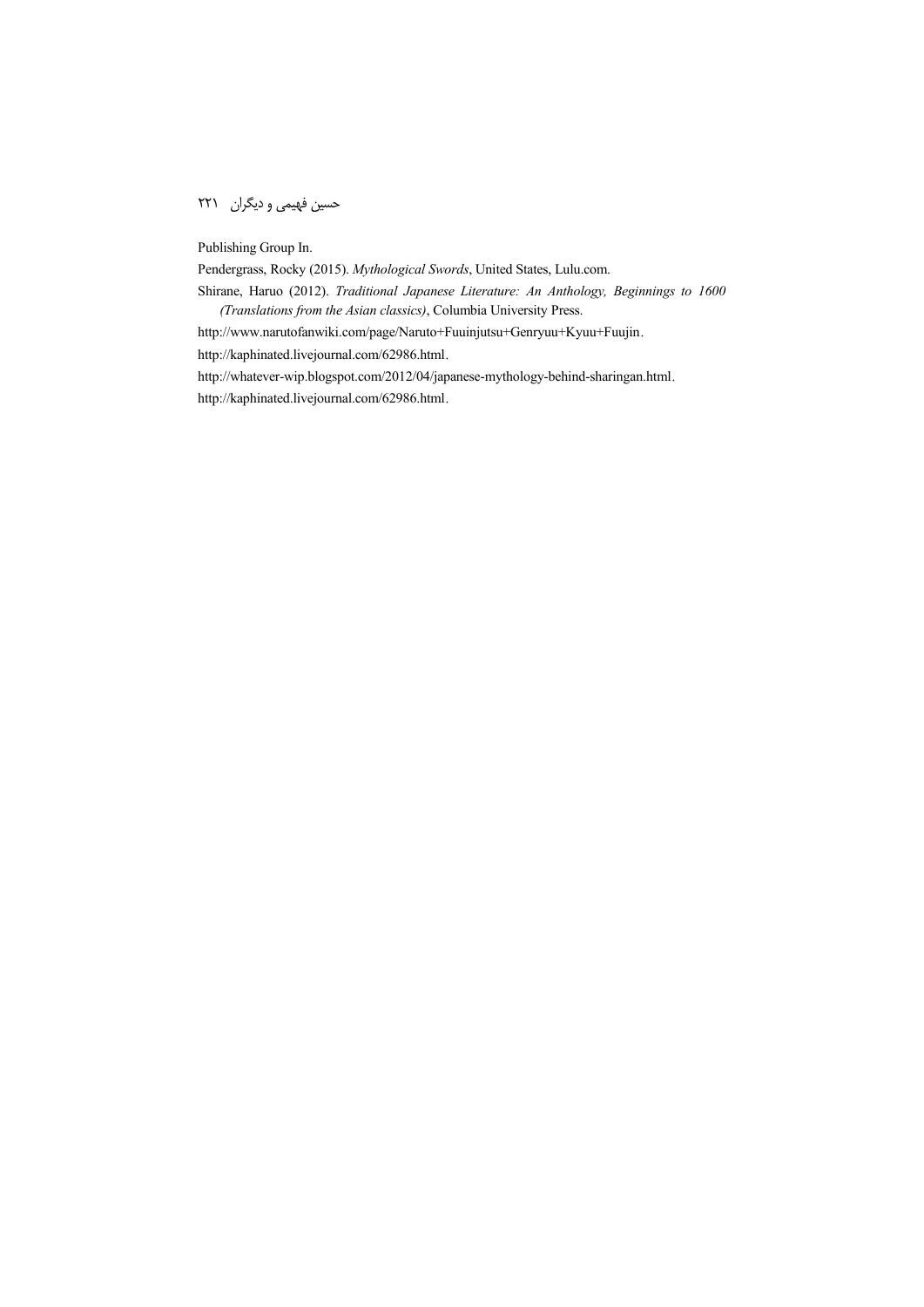Publishing Group In.

Pendergrass, Rocky (2015). *Mythological Swords*, United States, Lulu.com.

Shirane, Haruo (2012). *Traditional Japanese Literature: An Anthology, Beginnings to 1600 (Translations from the Asian classics)*, Columbia University Press.

http://www.narutofanwiki.com/page/Naruto+Fuuinjutsu+Genryuu+Kyuu+Fuujin.

http://kaphinated.livejournal.com/62986.html.

http://whatever-wip.blogspot.com/2012/04/japanese-mythology-behind-sharingan.html.

http://kaphinated.livejournal.com/62986.html.